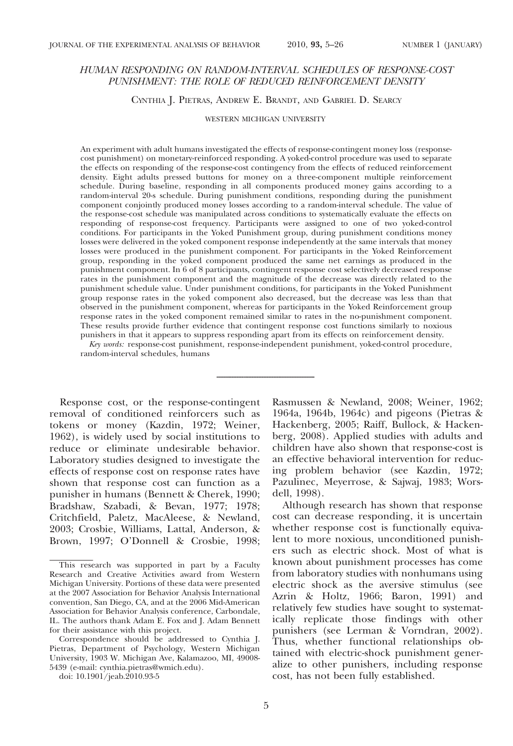# HUMAN RESPONDING ON RANDOM-INTERVAL SCHEDULES OF RESPONSE-COST PUNISHMENT: THE ROLE OF REDUCED REINFORCEMENT DENSITY

CYNTHIA J. PIETRAS, ANDREW E. BRANDT, AND GABRIEL D. SEARCY

WESTERN MICHIGAN UNIVERSITY

An experiment with adult humans investigated the effects of response-contingent money loss (response-cost punishment) on monetary-reinforced responding. A yoked-control procedure was used to separate the effects on responding of the response-cost contingency from the effects of reduced reinforcement density. Eight adults pressed buttons for money on a three-component multiple reinforcement schedule. During baseline, responding in all components produced money gains according to a random-interval 20-s schedule. During punishment conditions, responding during the punishment component conjointly produced money losses according to a random-interval schedule. The value of the response-cost schedule was manipulated across conditions to systematically evaluate the effects on responding of response-cost frequency. Participants were assigned to one of two yoked-control conditions. For participants in the Yoked Punishment group, during punishment conditions money losses were delivered in the yoked component response independently at the same intervals that money losses were produced in the punishment component. For participants in the Yoked Reinforcement group, responding in the yoked component produced the same net earnings as produced in the punishment component. In 6 of 8 participants, contingent response cost selectively decreased response rates in the punishment component and the magnitude of the decrease was directly related to the punishment schedule value. Under punishment conditions, for participants in the Yoked Punishment group response rates in the yoked component also decreased, but the decrease was less than that observed in the punishment component, whereas for participants in the Yoked Reinforcement group response rates in the yoked component remained similar to rates in the no-punishment component. These results provide further evidence that contingent response cost functions similarly to noxious punishers in that it appears to suppress responding apart from its effects on reinforcement density.

*Key words:* response-cost punishment, response-independent punishment, yoked-control procedure, random-interval schedules, humans

---

Response cost, or the response-contingent removal of conditioned reinforcers such as tokens or money (Kazdin, 1972; Weiner, 1962), is widely used by social institutions to reduce or eliminate undesirable behavior. Laboratory studies designed to investigate the effects of response cost on response rates have shown that response cost can function as a punisher in humans (Bennett & Cherek, 1990; Bradshaw, Szabadi, & Bevan, 1977; 1978; Critchfield, Paletz, MacAleese, & Newland, 2003; Crosbie, Williams, Lattal, Anderson, & Brown, 1997; O'Donnell & Crosbie, 1998; Rasmussen & Newland, 2008; Weiner, 1962; 1964a, 1964b, 1964c) and pigeons (Pietras & Hackenberg, 2005; Raiff, Bullock, & Hackenberg, 2008). Applied studies with adults and children have also shown that response-cost is an effective behavioral intervention for reducing problem behavior (see Kazdin, 1972; Pazulinec, Meyerrose, & Sajwaj, 1983; Worsdell, 1998).

Although research has shown that response cost can decrease responding, it is uncertain whether response cost is functionally equivalent to more noxious, unconditioned punishers such as electric shock. Most of what is known about punishment processes has come from laboratory studies with nonhumans using electric shock as the aversive stimulus (see Azrin & Holtz, 1966; Baron, 1991) and relatively few studies have sought to systematically replicate those findings with other punishers (see Lerman & Vorndran, 2002). Thus, whether functional relationships obtained with electric-shock punishment generalize to other punishers, including response cost, has not been fully established.

---

This research was supported in part by a Faculty Research and Creative Activities award from Western Michigan University. Portions of these data were presented at the 2007 Association for Behavior Analysis International convention, San Diego, CA, and at the 2006 Mid-American Association for Behavior Analysis conference, Carbondale, IL. The authors thank Adam E. Fox and J. Adam Bennett for their assistance with this project.

Correspondence should be addressed to Cynthia J. Pietras, Department of Psychology, Western Michigan University, 1903 W. Michigan Ave, Kalamazoo, MI, 49008-5439 (e-mail: cynthia.pietras@wmich.edu).

doi: 10.1901/jeab.2010.93-5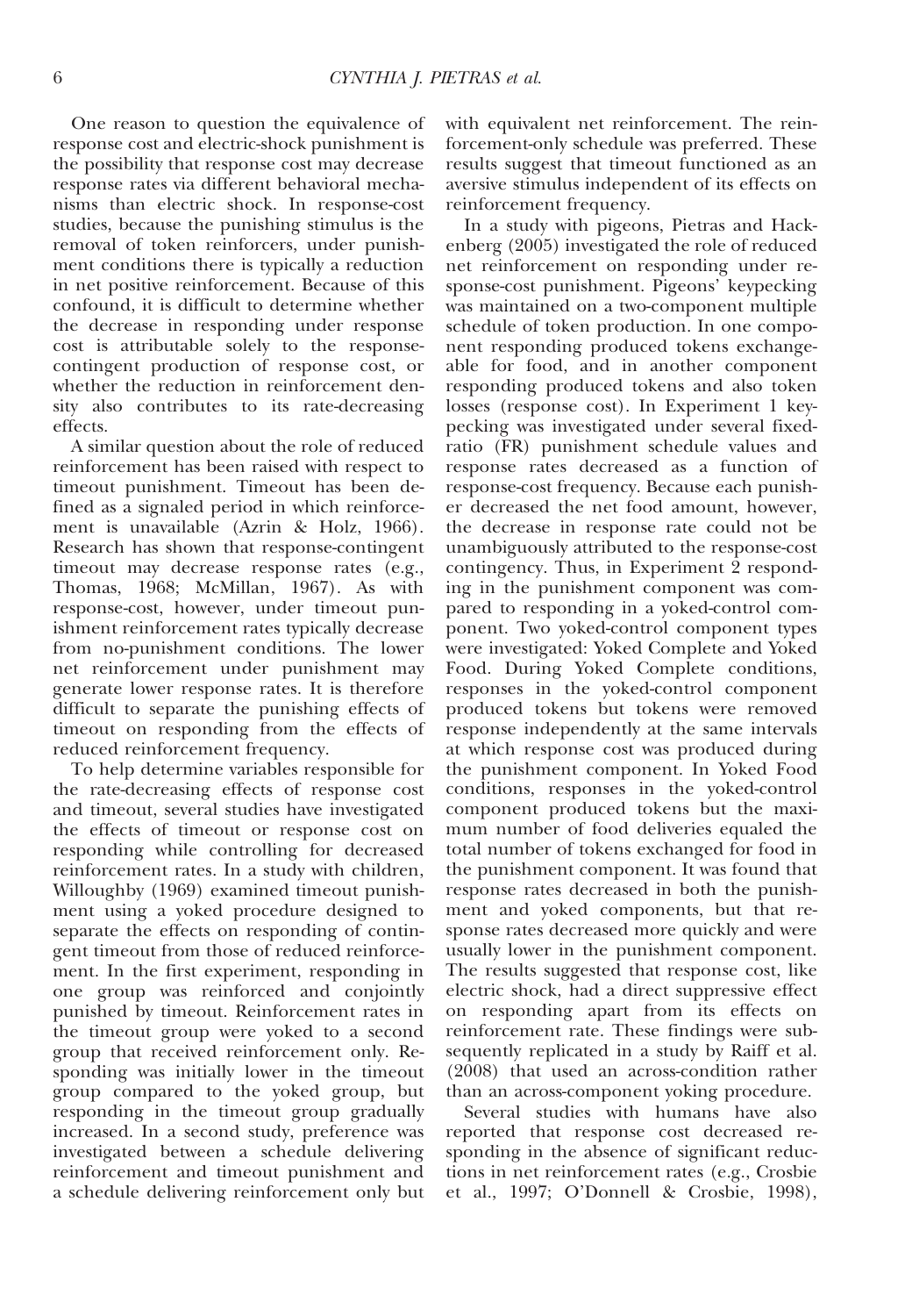One reason to question the equivalence of response cost and electric-shock punishment is the possibility that response cost may decrease response rates via different behavioral mechanisms than electric shock. In response-cost studies, because the punishing stimulus is the removal of token reinforcers, under punishment conditions there is typically a reduction in net positive reinforcement. Because of this confound, it is difficult to determine whether the decrease in responding under response cost is attributable solely to the response-contingent production of response cost, or whether the reduction in reinforcement density also contributes to its rate-decreasing effects.

A similar question about the role of reduced reinforcement has been raised with respect to timeout punishment. Timeout has been defined as a signaled period in which reinforcement is unavailable (Azrin & Holz, 1966). Research has shown that response-contingent timeout may decrease response rates (e.g., Thomas, 1968; McMillan, 1967). As with response-cost, however, under timeout punishment reinforcement rates typically decrease from no-punishment conditions. The lower net reinforcement under punishment may generate lower response rates. It is therefore difficult to separate the punishing effects of timeout on responding from the effects of reduced reinforcement frequency.

To help determine variables responsible for the rate-decreasing effects of response cost and timeout, several studies have investigated the effects of timeout or response cost on responding while controlling for decreased reinforcement rates. In a study with children, Willoughby (1969) examined timeout punishment using a yoked procedure designed to separate the effects on responding of contingent timeout from those of reduced reinforcement. In the first experiment, responding in one group was reinforced and conjointly punished by timeout. Reinforcement rates in the timeout group were yoked to a second group that received reinforcement only. Responding was initially lower in the timeout group compared to the yoked group, but responding in the timeout group gradually increased. In a second study, preference was investigated between a schedule delivering reinforcement and timeout punishment and a schedule delivering reinforcement only but with equivalent net reinforcement. The reinforcement-only schedule was preferred. These results suggest that timeout functioned as an aversive stimulus independent of its effects on reinforcement frequency.

In a study with pigeons, Pietras and Hackenberg (2005) investigated the role of reduced net reinforcement on responding under response-cost punishment. Pigeons' keypecking was maintained on a two-component multiple schedule of token production. In one component responding produced tokens exchangeable for food, and in another component responding produced tokens and also token losses (response cost). In Experiment 1 keypecking was investigated under several fixed-ratio (FR) punishment schedule values and response rates decreased as a function of response-cost frequency. Because each punisher decreased the net food amount, however, the decrease in response rate could not be unambiguously attributed to the response-cost contingency. Thus, in Experiment 2 responding in the punishment component was compared to responding in a yoked-control component. Two yoked-control component types were investigated: Yoked Complete and Yoked Food. During Yoked Complete conditions, responses in the yoked-control component produced tokens but tokens were removed response independently at the same intervals at which response cost was produced during the punishment component. In Yoked Food conditions, responses in the yoked-control component produced tokens but the maximum number of food deliveries equaled the total number of tokens exchanged for food in the punishment component. It was found that response rates decreased in both the punishment and yoked components, but that response rates decreased more quickly and were usually lower in the punishment component. The results suggested that response cost, like electric shock, had a direct suppressive effect on responding apart from its effects on reinforcement rate. These findings were subsequently replicated in a study by Raiff et al. (2008) that used an across-condition rather than an across-component yoking procedure.

Several studies with humans have also reported that response cost decreased responding in the absence of significant reductions in net reinforcement rates (e.g., Crosbie et al., 1997; O'Donnell & Crosbie, 1998),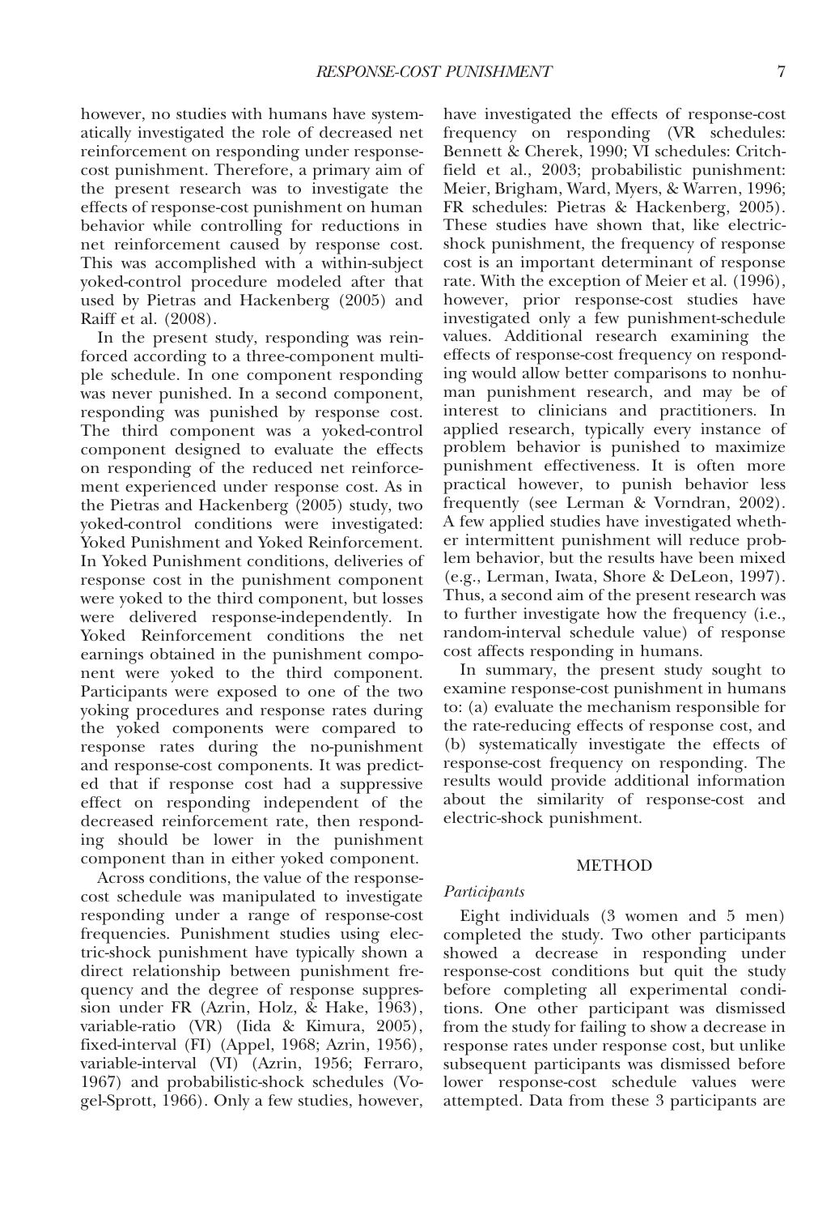however, no studies with humans have systematically investigated the role of decreased net reinforcement on responding under response-cost punishment. Therefore, a primary aim of the present research was to investigate the effects of response-cost punishment on human behavior while controlling for reductions in net reinforcement caused by response cost. This was accomplished with a within-subject yoked-control procedure modeled after that used by Pietras and Hackenberg (2005) and Raiff et al. (2008).

In the present study, responding was reinforced according to a three-component multiple schedule. In one component responding was never punished. In a second component, responding was punished by response cost. The third component was a yoked-control component designed to evaluate the effects on responding of the reduced net reinforcement experienced under response cost. As in the Pietras and Hackenberg (2005) study, two yoked-control conditions were investigated: Yoked Punishment and Yoked Reinforcement. In Yoked Punishment conditions, deliveries of response cost in the punishment component were yoked to the third component, but losses were delivered response-independently. In Yoked Reinforcement conditions the net earnings obtained in the punishment component were yoked to the third component. Participants were exposed to one of the two yoking procedures and response rates during the yoked components were compared to response rates during the no-punishment and response-cost components. It was predicted that if response cost had a suppressive effect on responding independent of the decreased reinforcement rate, then responding should be lower in the punishment component than in either yoked component.

Across conditions, the value of the response-cost schedule was manipulated to investigate responding under a range of response-cost frequencies. Punishment studies using electric-shock punishment have typically shown a direct relationship between punishment frequency and the degree of response suppression under FR (Azrin, Holz, & Hake, 1963), variable-ratio (VR) (Iida & Kimura, 2005), fixed-interval (FI) (Appel, 1968; Azrin, 1956), variable-interval (VI) (Azrin, 1956; Ferraro, 1967) and probabilistic-shock schedules (Vogel-Sprott, 1966). Only a few studies, however, have investigated the effects of response-cost frequency on responding (VR schedules: Bennett & Cherek, 1990; VI schedules: Critchfield et al., 2003; probabilistic punishment: Meier, Brigham, Ward, Myers, & Warren, 1996; FR schedules: Pietras & Hackenberg, 2005). These studies have shown that, like electric-shock punishment, the frequency of response cost is an important determinant of response rate. With the exception of Meier et al. (1996), however, prior response-cost studies have investigated only a few punishment-schedule values. Additional research examining the effects of response-cost frequency on responding would allow better comparisons to nonhuman punishment research, and may be of interest to clinicians and practitioners. In applied research, typically every instance of problem behavior is punished to maximize punishment effectiveness. It is often more practical however, to punish behavior less frequently (see Lerman & Vorndran, 2002). A few applied studies have investigated whether intermittent punishment will reduce problem behavior, but the results have been mixed (e.g., Lerman, Iwata, Shore & DeLeon, 1997). Thus, a second aim of the present research was to further investigate how the frequency (i.e., random-interval schedule value) of response cost affects responding in humans.

In summary, the present study sought to examine response-cost punishment in humans to: (a) evaluate the mechanism responsible for the rate-reducing effects of response cost, and (b) systematically investigate the effects of response-cost frequency on responding. The results would provide additional information about the similarity of response-cost and electric-shock punishment.

## METHOD

### *Participants*

Eight individuals (3 women and 5 men) completed the study. Two other participants showed a decrease in responding under response-cost conditions but quit the study before completing all experimental conditions. One other participant was dismissed from the study for failing to show a decrease in response rates under response cost, but unlike subsequent participants was dismissed before lower response-cost schedule values were attempted. Data from these 3 participants are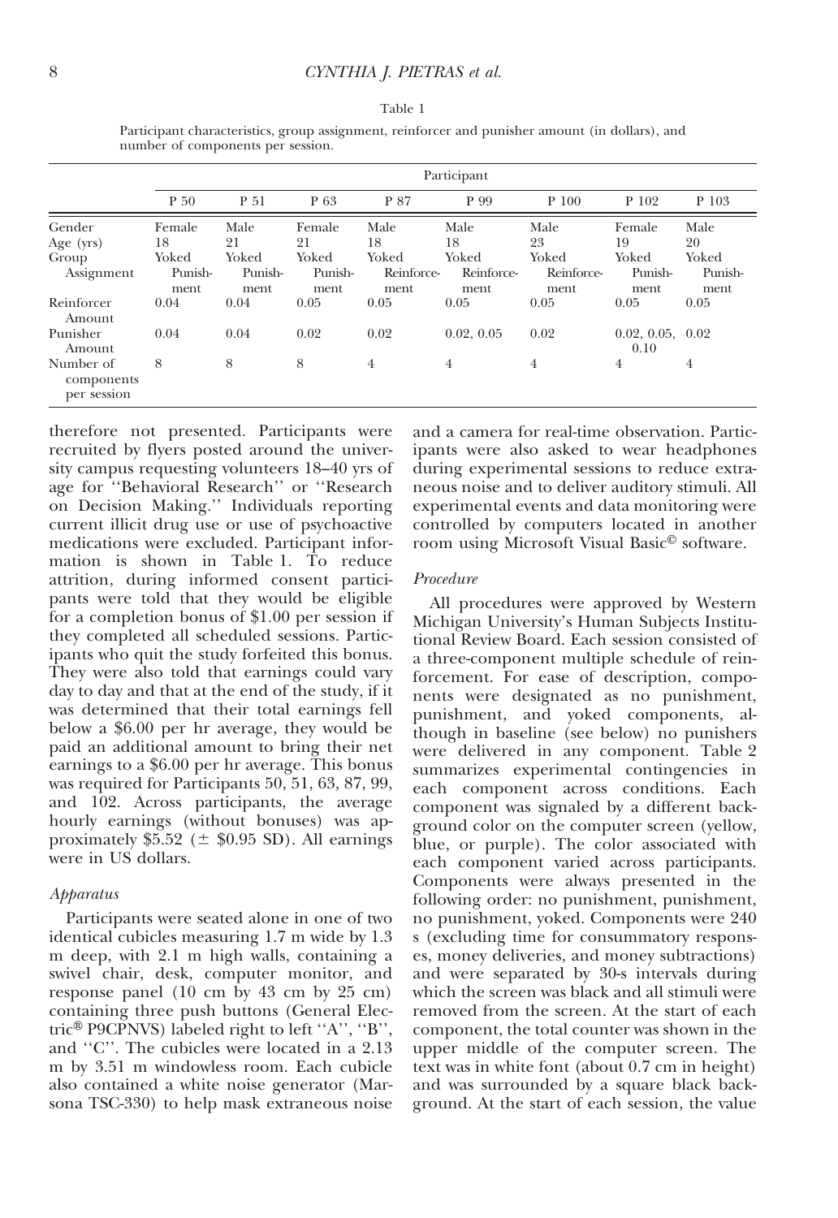Table 1

Participant characteristics, group assignment, reinforcer and punisher amount (in dollars), and number of components per session.

| | Participant | | | | | | | |
|---|---|---|---|---|---|---|---|---|
| | P 50 | P 51 | P 63 | P 87 | P 99 | P 100 | P 102 | P 103 |
| Gender | Female | Male | Female | Male | Male | Male | Female | Male |
| Age (yrs) | 18 | 21 | 21 | 18 | 18 | 23 | 19 | 20 |
| Group Assignment | Yoked Punishment | Yoked Punishment | Yoked Punishment | Yoked Reinforcement | Yoked Reinforcement | Yoked Reinforcement | Yoked Punishment | Yoked Punishment |
| Reinforcer Amount | 0.04 | 0.04 | 0.05 | 0.05 | 0.05 | 0.05 | 0.05 | 0.05 |
| Punisher Amount | 0.04 | 0.04 | 0.02 | 0.02 | 0.02, 0.05 | 0.02 | 0.02, 0.05, 0.10 | 0.02 |
| Number of components per session | 8 | 8 | 8 | 4 | 4 | 4 | 4 | 4 |

therefore not presented. Participants were recruited by flyers posted around the university campus requesting volunteers 18–40 yrs of age for ''Behavioral Research'' or ''Research on Decision Making.'' Individuals reporting current illicit drug use or use of psychoactive medications were excluded. Participant information is shown in Table 1. To reduce attrition, during informed consent participants were told that they would be eligible for a completion bonus of $1.00 per session if they completed all scheduled sessions. Participants who quit the study forfeited this bonus. They were also told that earnings could vary day to day and that at the end of the study, if it was determined that their total earnings fell below a $6.00 per hr average, they would be paid an additional amount to bring their net earnings to a $6.00 per hr average. This bonus was required for Participants 50, 51, 63, 87, 99, and 102. Across participants, the average hourly earnings (without bonuses) was approximately $5.52 (± $0.95 SD). All earnings were in US dollars.

### *Apparatus*

Participants were seated alone in one of two identical cubicles measuring 1.7 m wide by 1.3 m deep, with 2.1 m high walls, containing a swivel chair, desk, computer monitor, and response panel (10 cm by 43 cm by 25 cm) containing three push buttons (General Electric® P9CPNVS) labeled right to left ''A'', ''B'', and ''C''. The cubicles were located in a 2.13 m by 3.51 m windowless room. Each cubicle also contained a white noise generator (Marsona TSC-330) to help mask extraneous noise and a camera for real-time observation. Participants were also asked to wear headphones during experimental sessions to reduce extraneous noise and to deliver auditory stimuli. All experimental events and data monitoring were controlled by computers located in another room using Microsoft Visual Basic© software.

### *Procedure*

All procedures were approved by Western Michigan University's Human Subjects Institutional Review Board. Each session consisted of a three-component multiple schedule of reinforcement. For ease of description, components were designated as no punishment, punishment, and yoked components, although in baseline (see below) no punishers were delivered in any component. Table 2 summarizes experimental contingencies in each component across conditions. Each component was signaled by a different background color on the computer screen (yellow, blue, or purple). The color associated with each component varied across participants. Components were always presented in the following order: no punishment, punishment, no punishment, yoked. Components were 240 s (excluding time for consummatory responses, money deliveries, and money subtractions) and were separated by 30-s intervals during which the screen was black and all stimuli were removed from the screen. At the start of each component, the total counter was shown in the upper middle of the computer screen. The text was in white font (about 0.7 cm in height) and was surrounded by a square black background. At the start of each session, the value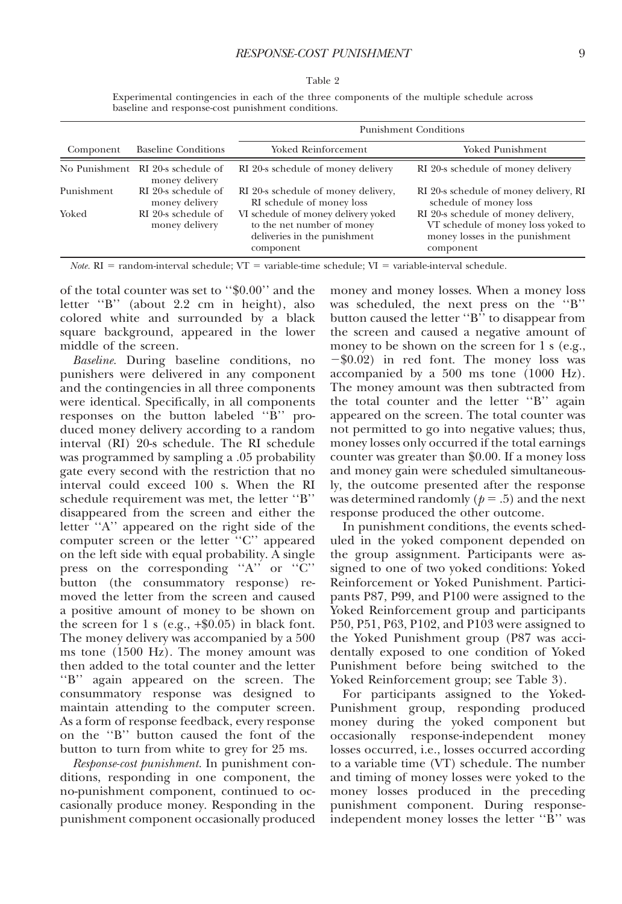Table 2

Experimental contingencies in each of the three components of the multiple schedule across baseline and response-cost punishment conditions.

| Component | Baseline Conditions | Punishment Conditions | |
|---|---|---|---|
| | | Yoked Reinforcement | Yoked Punishment |
| No Punishment | RI 20-s schedule of money delivery | RI 20-s schedule of money delivery | RI 20-s schedule of money delivery |
| Punishment | RI 20-s schedule of money delivery | RI 20-s schedule of money delivery, RI schedule of money loss | RI 20-s schedule of money delivery, RI schedule of money loss |
| Yoked | RI 20-s schedule of money delivery | VI schedule of money delivery yoked to the net number of money deliveries in the punishment component | RI 20-s schedule of money delivery, VT schedule of money loss yoked to money losses in the punishment component |

*Note.* RI = random-interval schedule; VT = variable-time schedule; VI = variable-interval schedule.

of the total counter was set to ''$0.00'' and the letter ''B'' (about 2.2 cm in height), also colored white and surrounded by a black square background, appeared in the lower middle of the screen.

*Baseline.* During baseline conditions, no punishers were delivered in any component and the contingencies in all three components were identical. Specifically, in all components responses on the button labeled ''B'' produced money delivery according to a random interval (RI) 20-s schedule. The RI schedule was programmed by sampling a .05 probability gate every second with the restriction that no interval could exceed 100 s. When the RI schedule requirement was met, the letter ''B'' disappeared from the screen and either the letter ''A'' appeared on the right side of the computer screen or the letter ''C'' appeared on the left side with equal probability. A single press on the corresponding ''A'' or ''C'' button (the consummatory response) removed the letter from the screen and caused a positive amount of money to be shown on the screen for 1 s (e.g., +$0.05) in black font. The money delivery was accompanied by a 500 ms tone (1500 Hz). The money amount was then added to the total counter and the letter ''B'' again appeared on the screen. The consummatory response was designed to maintain attending to the computer screen. As a form of response feedback, every response on the ''B'' button caused the font of the button to turn from white to grey for 25 ms.

*Response-cost punishment.* In punishment conditions, responding in one component, the no-punishment component, continued to occasionally produce money. Responding in the punishment component occasionally produced money and money losses. When a money loss was scheduled, the next press on the ''B'' button caused the letter ''B'' to disappear from the screen and caused a negative amount of money to be shown on the screen for 1 s (e.g., −$0.02) in red font. The money loss was accompanied by a 500 ms tone (1000 Hz). The money amount was then subtracted from the total counter and the letter ''B'' again appeared on the screen. The total counter was not permitted to go into negative values; thus, money losses only occurred if the total earnings counter was greater than $0.00. If a money loss and money gain were scheduled simultaneously, the outcome presented after the response was determined randomly ($p = .5$) and the next response produced the other outcome.

In punishment conditions, the events scheduled in the yoked component depended on the group assignment. Participants were assigned to one of two yoked conditions: Yoked Reinforcement or Yoked Punishment. Participants P87, P99, and P100 were assigned to the Yoked Reinforcement group and participants P50, P51, P63, P102, and P103 were assigned to the Yoked Punishment group (P87 was accidentally exposed to one condition of Yoked Punishment before being switched to the Yoked Reinforcement group; see Table 3).

For participants assigned to the Yoked-Punishment group, responding produced money during the yoked component but occasionally response-independent money losses occurred, i.e., losses occurred according to a variable time (VT) schedule. The number and timing of money losses were yoked to the money losses produced in the preceding punishment component. During response-independent money losses the letter ''B'' was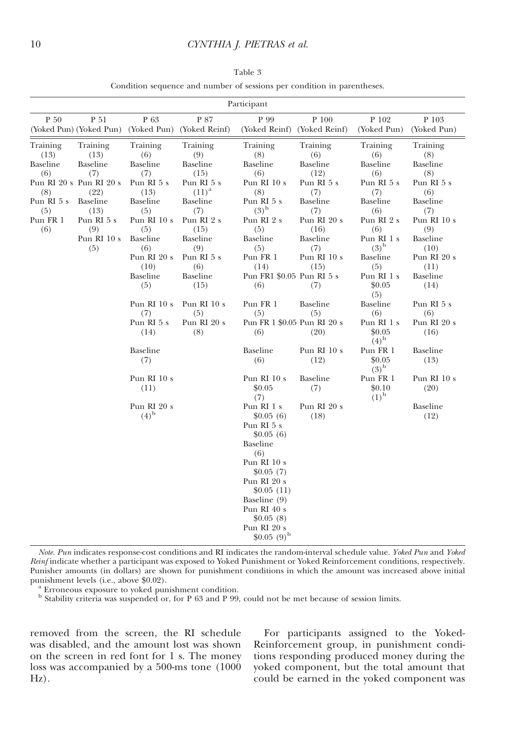Table 3

Condition sequence and number of sessions per condition in parentheses.

| Participant | | | | | | | |
|---|---|---|---|---|---|---|---|
| P 50 (Yoked Pun) | P 51 (Yoked Pun) | P 63 (Yoked Pun) | P 87 (Yoked Reinf) | P 99 (Yoked Reinf) | P 100 (Yoked Reinf) | P 102 (Yoked Pun) | P 103 (Yoked Pun) |
| Training (13) | Training (13) | Training (6) | Training (9) | Training (8) | Training (6) | Training (6) | Training (8) |
| Baseline (6) | Baseline (7) | Baseline (7) | Baseline (15) | Baseline (6) | Baseline (12) | Baseline (6) | Baseline (8) |
| Pun RI 20 s (8) | Pun RI 20 s (22) | Pun RI 5 s (13) | Pun RI 5 s (11)[a] | Pun RI 10 s (8) | Pun RI 5 s (7) | Pun RI 5 s (7) | Pun RI 5 s (6) |
| Pun RI 5 s (5) | Baseline (13) | Baseline (5) | Baseline (7) | Pun RI 5 s (3)[b] | Baseline (7) | Baseline (6) | Baseline (7) |
| Pun FR 1 (6) | Pun RI 5 s (9) | Pun RI 10 s (5) | Pun RI 2 s (15) | Pun RI 2 s (5) | Pun RI 20 s (16) | Pun RI 2 s (6) | Pun RI 10 s (9) |
| | Pun RI 10 s (5) | Baseline (6) | Baseline (9) | Baseline (5) | Baseline (7) | Pun RI 1 s (3)[b] | Baseline (10) |
| | | Pun RI 20 s (10) | Pun RI 5 s (6) | Pun FR 1 (14) | Pun RI 10 s (15) | Baseline (5) | Pun RI 20 s (11) |
| | | Baseline (5) | Baseline (15) | Pun FR1 $0.05 (6) | Pun RI 5 s (7) | Pun RI 1 s $0.05 (5) | Baseline (14) |
| | | Pun RI 10 s (7) | Pun RI 10 s (5) | Pun FR 1 (5) | Baseline (5) | Baseline (6) | Pun RI 5 s (6) |
| | | Pun RI 5 s (14) | Pun RI 20 s (8) | Pun FR 1 $0.05 (6) | Pun RI 20 s (20) | Pun RI 1 s $0.05 (4)[b] | Pun RI 20 s (16) |
| | | Baseline (7) | | Baseline (6) | Pun RI 10 s (12) | Pun FR 1 $0.05 (3)[b] | Baseline (13) |
| | | Pun RI 10 s (11) | | Pun RI 10 s $0.05 (7) | Baseline (7) | Pun FR 1 $0.10 (1)[b] | Pun RI 10 s (20) |
| | | Pun RI 20 s (4)[b] | | Pun RI 1 s $0.05 (6) | Pun RI 20 s (18) | | Baseline (12) |
| | | | | Pun RI 5 s $0.05 (6) | | | |
| | | | | Baseline (6) | | | |
| | | | | Pun RI 10 s $0.05 (7) | | | |
| | | | | Pun RI 20 s $0.05 (11) | | | |
| | | | | Baseline (9) | | | |
| | | | | Pun RI 40 s $0.05 (8) | | | |
| | | | | Pun RI 20 s $0.05 (9)[b] | | | |

*Note. Pun* indicates response-cost conditions and RI indicates the random-interval schedule value. *Yoked Pun* and *Yoked Reinf* indicate whether a participant was exposed to Yoked Punishment or Yoked Reinforcement conditions, respectively. Punisher amounts (in dollars) are shown for punishment conditions in which the amount was increased above initial punishment levels (i.e., above $0.02).

[a] Erroneous exposure to yoked punishment condition.

[b] Stability criteria was suspended or, for P 63 and P 99, could not be met because of session limits.

removed from the screen, the RI schedule was disabled, and the amount lost was shown on the screen in red font for 1 s. The money loss was accompanied by a 500-ms tone (1000 Hz).

For participants assigned to the Yoked-Reinforcement group, in punishment conditions responding produced money during the yoked component, but the total amount that could be earned in the yoked component was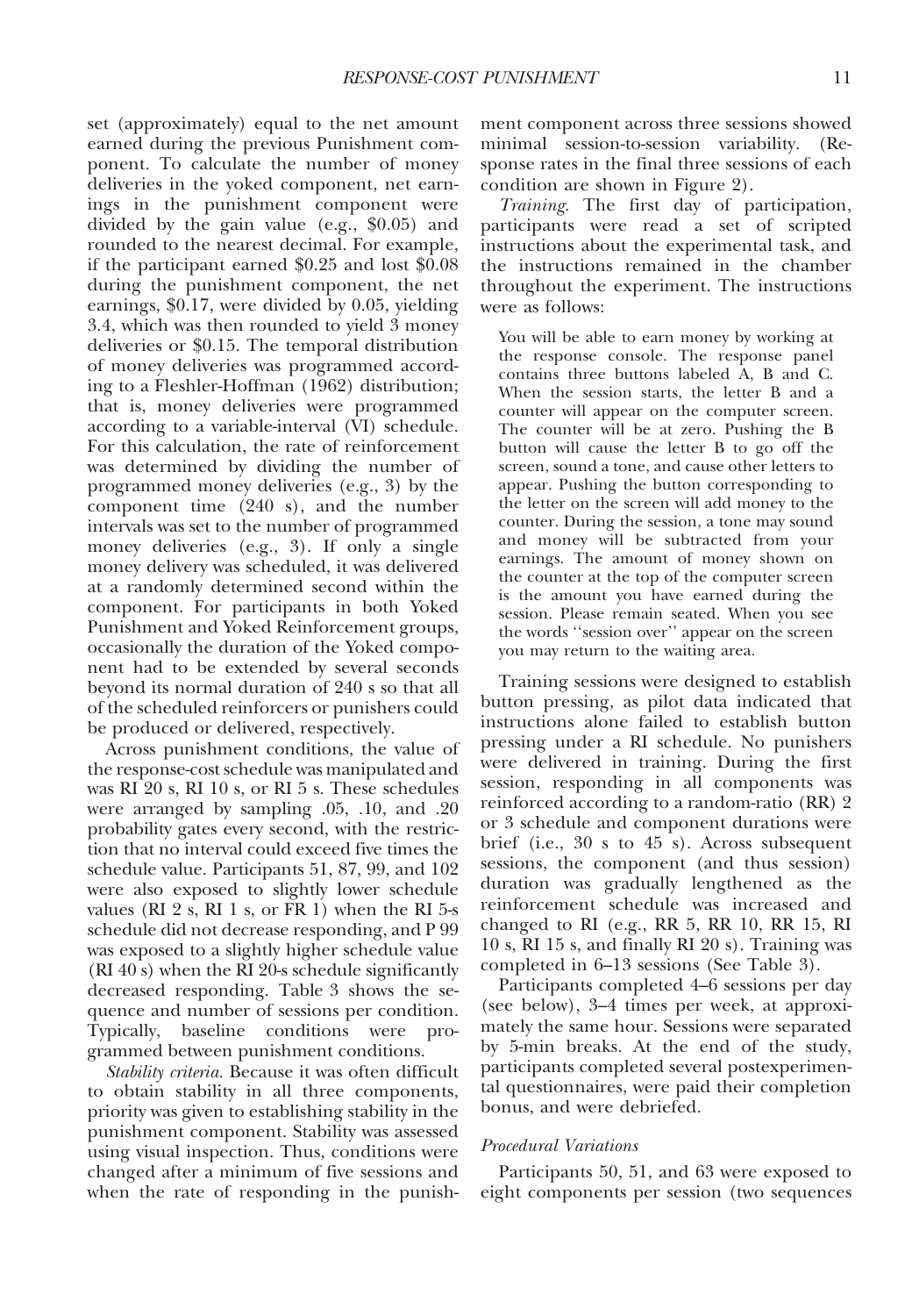set (approximately) equal to the net amount earned during the previous Punishment component. To calculate the number of money deliveries in the yoked component, net earnings in the punishment component were divided by the gain value (e.g., \$0.05) and rounded to the nearest decimal. For example, if the participant earned \$0.25 and lost \$0.08 during the punishment component, the net earnings, \$0.17, were divided by 0.05, yielding 3.4, which was then rounded to yield 3 money deliveries or \$0.15. The temporal distribution of money deliveries was programmed according to a Fleshler-Hoffman (1962) distribution; that is, money deliveries were programmed according to a variable-interval (VI) schedule. For this calculation, the rate of reinforcement was determined by dividing the number of programmed money deliveries (e.g., 3) by the component time (240 s), and the number intervals was set to the number of programmed money deliveries (e.g., 3). If only a single money delivery was scheduled, it was delivered at a randomly determined second within the component. For participants in both Yoked Punishment and Yoked Reinforcement groups, occasionally the duration of the Yoked component had to be extended by several seconds beyond its normal duration of 240 s so that all of the scheduled reinforcers or punishers could be produced or delivered, respectively.

Across punishment conditions, the value of the response-cost schedule was manipulated and was RI 20 s, RI 10 s, or RI 5 s. These schedules were arranged by sampling .05, .10, and .20 probability gates every second, with the restriction that no interval could exceed five times the schedule value. Participants 51, 87, 99, and 102 were also exposed to slightly lower schedule values (RI 2 s, RI 1 s, or FR 1) when the RI 5-s schedule did not decrease responding, and P 99 was exposed to a slightly higher schedule value (RI 40 s) when the RI 20-s schedule significantly decreased responding. Table 3 shows the sequence and number of sessions per condition. Typically, baseline conditions were programmed between punishment conditions.

*Stability criteria*. Because it was often difficult to obtain stability in all three components, priority was given to establishing stability in the punishment component. Stability was assessed using visual inspection. Thus, conditions were changed after a minimum of five sessions and when the rate of responding in the punishment component across three sessions showed minimal session-to-session variability. (Response rates in the final three sessions of each condition are shown in Figure 2).

*Training*. The first day of participation, participants were read a set of scripted instructions about the experimental task, and the instructions remained in the chamber throughout the experiment. The instructions were as follows:

> You will be able to earn money by working at the response console. The response panel contains three buttons labeled A, B and C. When the session starts, the letter B and a counter will appear on the computer screen. The counter will be at zero. Pushing the B button will cause the letter B to go off the screen, sound a tone, and cause other letters to appear. Pushing the button corresponding to the letter on the screen will add money to the counter. During the session, a tone may sound and money will be subtracted from your earnings. The amount of money shown on the counter at the top of the computer screen is the amount you have earned during the session. Please remain seated. When you see the words ''session over'' appear on the screen you may return to the waiting area.

Training sessions were designed to establish button pressing, as pilot data indicated that instructions alone failed to establish button pressing under a RI schedule. No punishers were delivered in training. During the first session, responding in all components was reinforced according to a random-ratio (RR) 2 or 3 schedule and component durations were brief (i.e., 30 s to 45 s). Across subsequent sessions, the component (and thus session) duration was gradually lengthened as the reinforcement schedule was increased and changed to RI (e.g., RR 5, RR 10, RR 15, RI 10 s, RI 15 s, and finally RI 20 s). Training was completed in 6–13 sessions (See Table 3).

Participants completed 4–6 sessions per day (see below), 3–4 times per week, at approximately the same hour. Sessions were separated by 5-min breaks. At the end of the study, participants completed several postexperimental questionnaires, were paid their completion bonus, and were debriefed.

### *Procedural Variations*

Participants 50, 51, and 63 were exposed to eight components per session (two sequences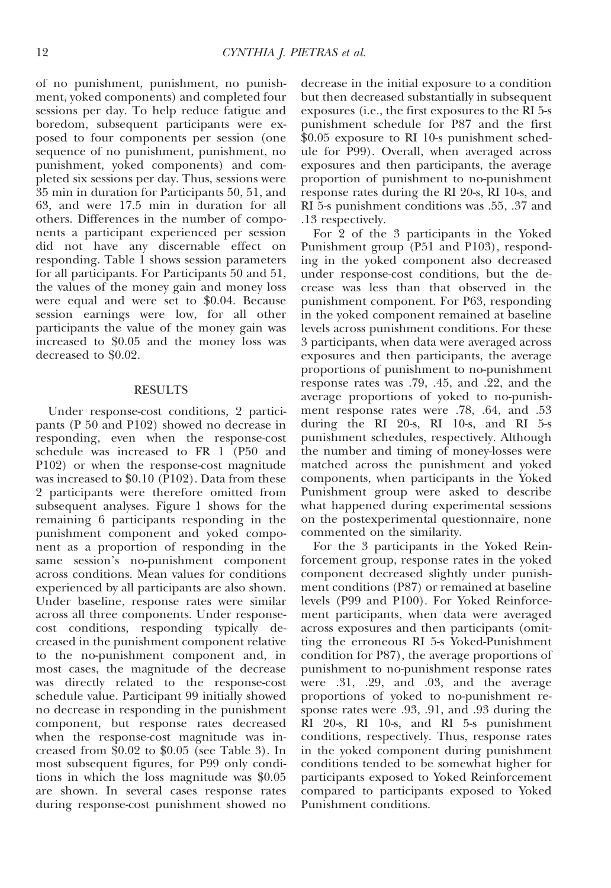of no punishment, punishment, no punishment, yoked components) and completed four sessions per day. To help reduce fatigue and boredom, subsequent participants were exposed to four components per session (one sequence of no punishment, punishment, no punishment, yoked components) and completed six sessions per day. Thus, sessions were 35 min in duration for Participants 50, 51, and 63, and were 17.5 min in duration for all others. Differences in the number of components a participant experienced per session did not have any discernable effect on responding. Table 1 shows session parameters for all participants. For Participants 50 and 51, the values of the money gain and money loss were equal and were set to $0.04. Because session earnings were low, for all other participants the value of the money gain was increased to $0.05 and the money loss was decreased to $0.02.

## RESULTS

Under response-cost conditions, 2 participants (P 50 and P102) showed no decrease in responding, even when the response-cost schedule was increased to FR 1 (P50 and P102) or when the response-cost magnitude was increased to $0.10 (P102). Data from these 2 participants were therefore omitted from subsequent analyses. Figure 1 shows for the remaining 6 participants responding in the punishment component and yoked component as a proportion of responding in the same session's no-punishment component across conditions. Mean values for conditions experienced by all participants are also shown. Under baseline, response rates were similar across all three components. Under response-cost conditions, responding typically decreased in the punishment component relative to the no-punishment component and, in most cases, the magnitude of the decrease was directly related to the response-cost schedule value. Participant 99 initially showed no decrease in responding in the punishment component, but response rates decreased when the response-cost magnitude was increased from $0.02 to $0.05 (see Table 3). In most subsequent figures, for P99 only conditions in which the loss magnitude was $0.05 are shown. In several cases response rates during response-cost punishment showed no decrease in the initial exposure to a condition but then decreased substantially in subsequent exposures (i.e., the first exposures to the RI 5-s punishment schedule for P87 and the first $0.05 exposure to RI 10-s punishment schedule for P99). Overall, when averaged across exposures and then participants, the average proportion of punishment to no-punishment response rates during the RI 20-s, RI 10-s, and RI 5-s punishment conditions was .55, .37 and .13 respectively.

For 2 of the 3 participants in the Yoked Punishment group (P51 and P103), responding in the yoked component also decreased under response-cost conditions, but the decrease was less than that observed in the punishment component. For P63, responding in the yoked component remained at baseline levels across punishment conditions. For these 3 participants, when data were averaged across exposures and then participants, the average proportions of punishment to no-punishment response rates were .79, .45, and .22, and the average proportions of yoked to no-punishment response rates were .78, .64, and .53 during the RI 20-s, RI 10-s, and RI 5-s punishment schedules, respectively. Although the number and timing of money-losses were matched across the punishment and yoked components, when participants in the Yoked Punishment group were asked to describe what happened during experimental sessions on the postexperimental questionnaire, none commented on the similarity.

For the 3 participants in the Yoked Reinforcement group, response rates in the yoked component decreased slightly under punishment conditions (P87) or remained at baseline levels (P99 and P100). For Yoked Reinforcement participants, when data were averaged across exposures and then participants (omitting the erroneous RI 5-s Yoked-Punishment condition for P87), the average proportions of punishment to no-punishment response rates were .31, .29, and .03, and the average proportions of yoked to no-punishment response rates were .93, .91, and .93 during the RI 20-s, RI 10-s, and RI 5-s punishment conditions, respectively. Thus, response rates in the yoked component during punishment conditions tended to be somewhat higher for participants exposed to Yoked Reinforcement compared to participants exposed to Yoked Punishment conditions.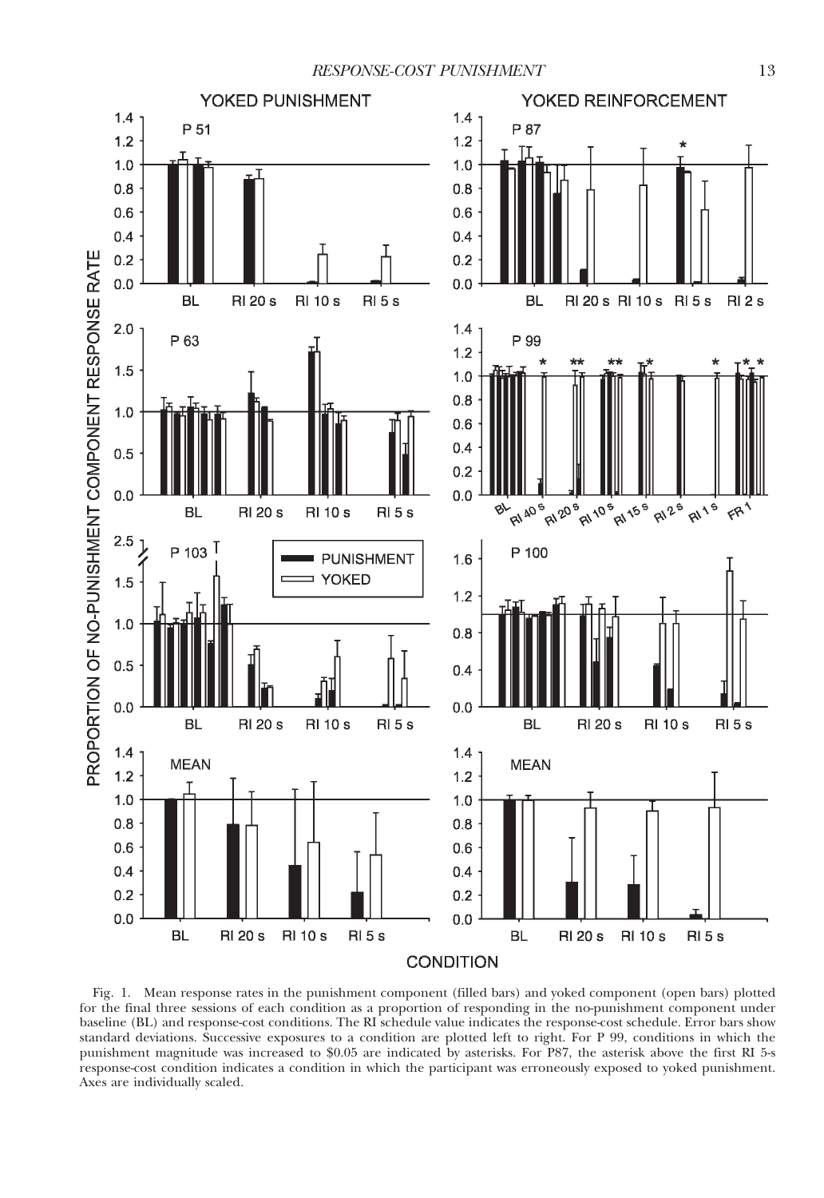Fig. 1. Mean response rates in the punishment component (filled bars) and yoked component (open bars) plotted for the final three sessions of each condition as a proportion of responding in the no-punishment component under baseline (BL) and response-cost conditions. The RI schedule value indicates the response-cost schedule. Error bars show standard deviations. Successive exposures to a condition are plotted left to right. For P 99, conditions in which the punishment magnitude was increased to $0.05 are indicated by asterisks. For P87, the asterisk above the first RI 5-s response-cost condition indicates a condition in which the participant was erroneously exposed to yoked punishment. Axes are individually scaled.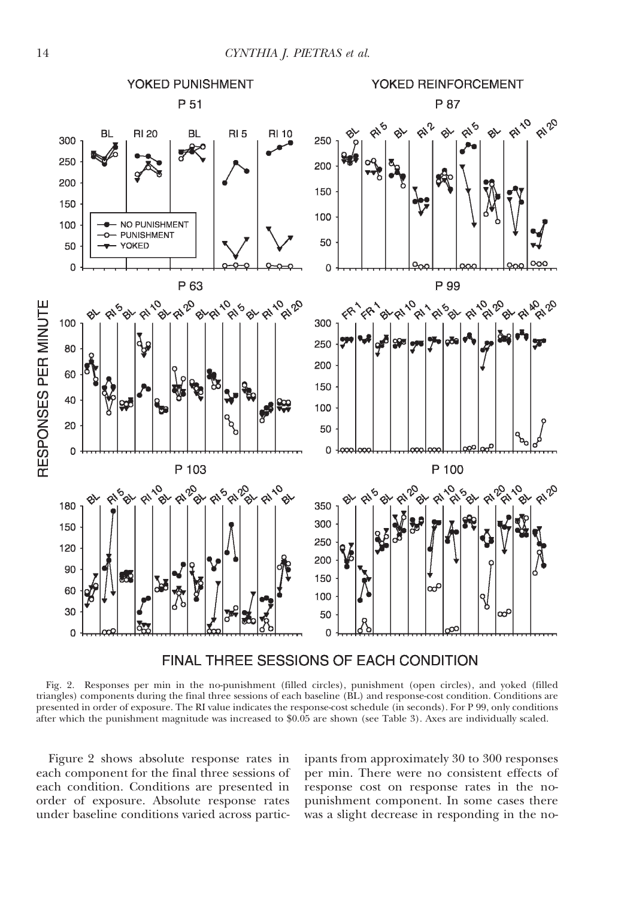Fig. 2. Responses per min in the no-punishment (filled circles), punishment (open circles), and yoked (filled triangles) components during the final three sessions of each baseline (BL) and response-cost condition. Conditions are presented in order of exposure. The RI value indicates the response-cost schedule (in seconds). For P 99, only conditions after which the punishment magnitude was increased to $0.05 are shown (see Table 3). Axes are individually scaled.

Figure 2 shows absolute response rates in each component for the final three sessions of each condition. Conditions are presented in order of exposure. Absolute response rates under baseline conditions varied across participants from approximately 30 to 300 responses per min. There were no consistent effects of response cost on response rates in the no-punishment component. In some cases there was a slight decrease in responding in the no-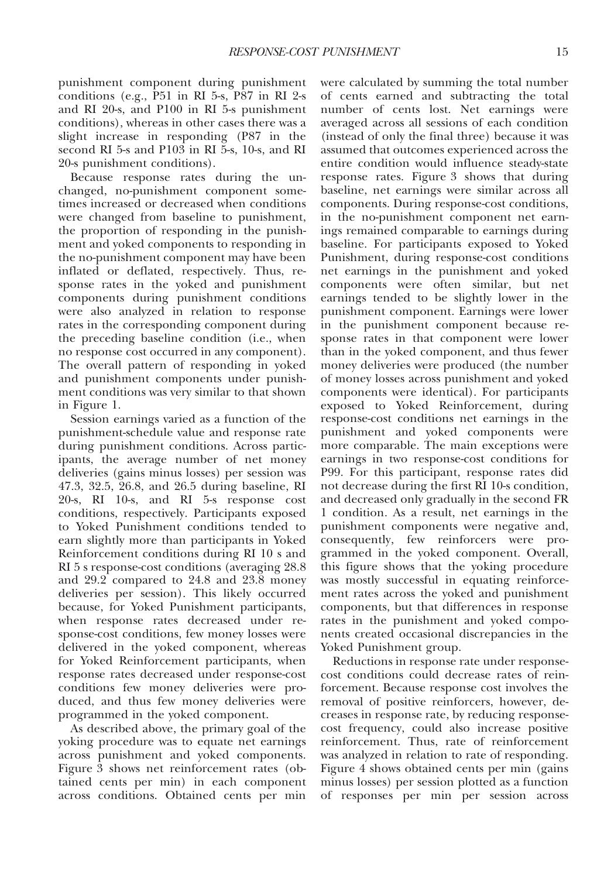punishment component during punishment conditions (e.g., P51 in RI 5-s, P87 in RI 2-s and RI 20-s, and P100 in RI 5-s punishment conditions), whereas in other cases there was a slight increase in responding (P87 in the second RI 5-s and P103 in RI 5-s, 10-s, and RI 20-s punishment conditions).

Because response rates during the unchanged, no-punishment component sometimes increased or decreased when conditions were changed from baseline to punishment, the proportion of responding in the punishment and yoked components to responding in the no-punishment component may have been inflated or deflated, respectively. Thus, response rates in the yoked and punishment components during punishment conditions were also analyzed in relation to response rates in the corresponding component during the preceding baseline condition (i.e., when no response cost occurred in any component). The overall pattern of responding in yoked and punishment components under punishment conditions was very similar to that shown in Figure 1.

Session earnings varied as a function of the punishment-schedule value and response rate during punishment conditions. Across participants, the average number of net money deliveries (gains minus losses) per session was 47.3, 32.5, 26.8, and 26.5 during baseline, RI 20-s, RI 10-s, and RI 5-s response cost conditions, respectively. Participants exposed to Yoked Punishment conditions tended to earn slightly more than participants in Yoked Reinforcement conditions during RI 10 s and RI 5 s response-cost conditions (averaging 28.8 and 29.2 compared to 24.8 and 23.8 money deliveries per session). This likely occurred because, for Yoked Punishment participants, when response rates decreased under response-cost conditions, few money losses were delivered in the yoked component, whereas for Yoked Reinforcement participants, when response rates decreased under response-cost conditions few money deliveries were produced, and thus few money deliveries were programmed in the yoked component.

As described above, the primary goal of the yoking procedure was to equate net earnings across punishment and yoked components. Figure 3 shows net reinforcement rates (obtained cents per min) in each component across conditions. Obtained cents per min were calculated by summing the total number of cents earned and subtracting the total number of cents lost. Net earnings were averaged across all sessions of each condition (instead of only the final three) because it was assumed that outcomes experienced across the entire condition would influence steady-state response rates. Figure 3 shows that during baseline, net earnings were similar across all components. During response-cost conditions, in the no-punishment component net earnings remained comparable to earnings during baseline. For participants exposed to Yoked Punishment, during response-cost conditions net earnings in the punishment and yoked components were often similar, but net earnings tended to be slightly lower in the punishment component. Earnings were lower in the punishment component because response rates in that component were lower than in the yoked component, and thus fewer money deliveries were produced (the number of money losses across punishment and yoked components were identical). For participants exposed to Yoked Reinforcement, during response-cost conditions net earnings in the punishment and yoked components were more comparable. The main exceptions were earnings in two response-cost conditions for P99. For this participant, response rates did not decrease during the first RI 10-s condition, and decreased only gradually in the second FR 1 condition. As a result, net earnings in the punishment components were negative and, consequently, few reinforcers were programmed in the yoked component. Overall, this figure shows that the yoking procedure was mostly successful in equating reinforcement rates across the yoked and punishment components, but that differences in response rates in the punishment and yoked components created occasional discrepancies in the Yoked Punishment group.

Reductions in response rate under response-cost conditions could decrease rates of reinforcement. Because response cost involves the removal of positive reinforcers, however, decreases in response rate, by reducing response-cost frequency, could also increase positive reinforcement. Thus, rate of reinforcement was analyzed in relation to rate of responding. Figure 4 shows obtained cents per min (gains minus losses) per session plotted as a function of responses per min per session across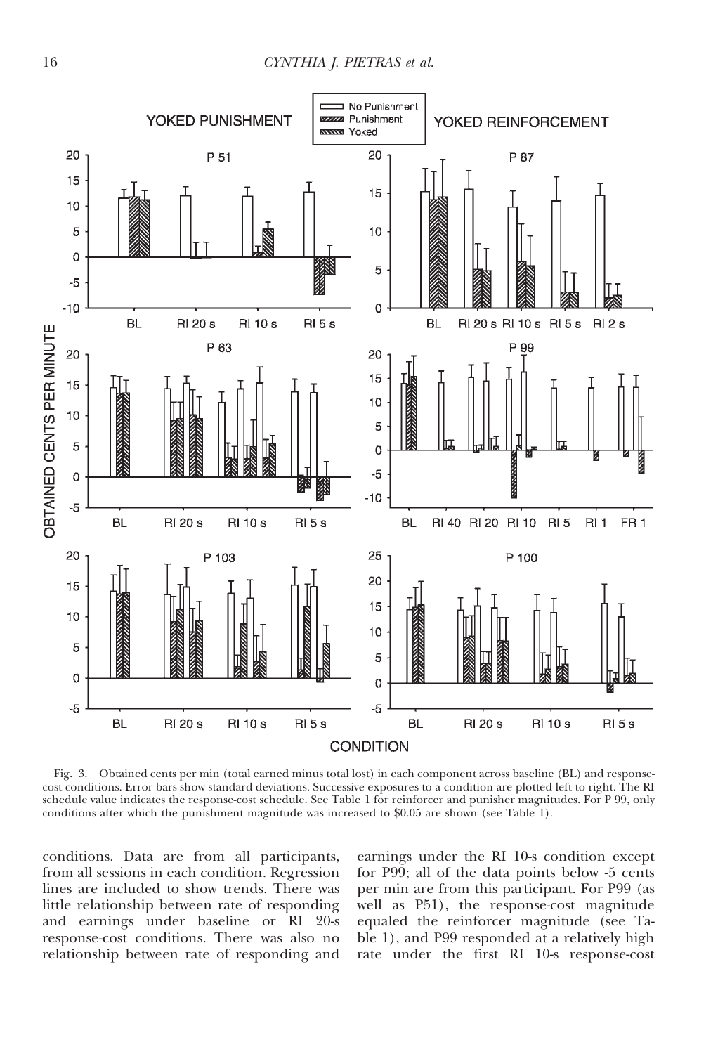Fig. 3. Obtained cents per min (total earned minus total lost) in each component across baseline (BL) and response-cost conditions. Error bars show standard deviations. Successive exposures to a condition are plotted left to right. The RI schedule value indicates the response-cost schedule. See Table 1 for reinforcer and punisher magnitudes. For P 99, only conditions after which the punishment magnitude was increased to $0.05 are shown (see Table 1).

conditions. Data are from all participants, from all sessions in each condition. Regression lines are included to show trends. There was little relationship between rate of responding and earnings under baseline or RI 20-s response-cost conditions. There was also no relationship between rate of responding and earnings under the RI 10-s condition except for P99; all of the data points below -5 cents per min are from this participant. For P99 (as well as P51), the response-cost magnitude equaled the reinforcer magnitude (see Table 1), and P99 responded at a relatively high rate under the first RI 10-s response-cost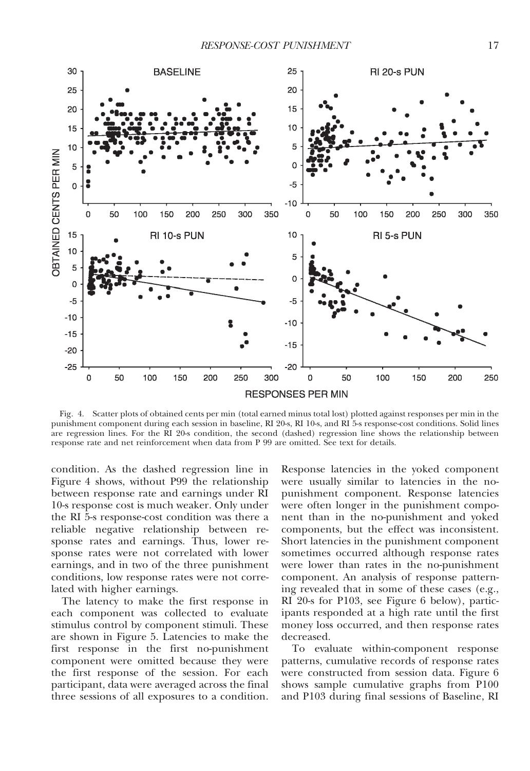Fig. 4. Scatter plots of obtained cents per min (total earned minus total lost) plotted against responses per min in the punishment component during each session in baseline, RI 20-s, RI 10-s, and RI 5-s response-cost conditions. Solid lines are regression lines. For the RI 20-s condition, the second (dashed) regression line shows the relationship between response rate and net reinforcement when data from P 99 are omitted. See text for details.

condition. As the dashed regression line in Figure 4 shows, without P99 the relationship between response rate and earnings under RI 10-s response cost is much weaker. Only under the RI 5-s response-cost condition was there a reliable negative relationship between response rates and earnings. Thus, lower response rates were not correlated with lower earnings, and in two of the three punishment conditions, low response rates were not correlated with higher earnings.

The latency to make the first response in each component was collected to evaluate stimulus control by component stimuli. These are shown in Figure 5. Latencies to make the first response in the first no-punishment component were omitted because they were the first response of the session. For each participant, data were averaged across the final three sessions of all exposures to a condition. Response latencies in the yoked component were usually similar to latencies in the no-punishment component. Response latencies were often longer in the punishment component than in the no-punishment and yoked components, but the effect was inconsistent. Short latencies in the punishment component sometimes occurred although response rates were lower than rates in the no-punishment component. An analysis of response patterning revealed that in some of these cases (e.g., RI 20-s for P103, see Figure 6 below), participants responded at a high rate until the first money loss occurred, and then response rates decreased.

To evaluate within-component response patterns, cumulative records of response rates were constructed from session data. Figure 6 shows sample cumulative graphs from P100 and P103 during final sessions of Baseline, RI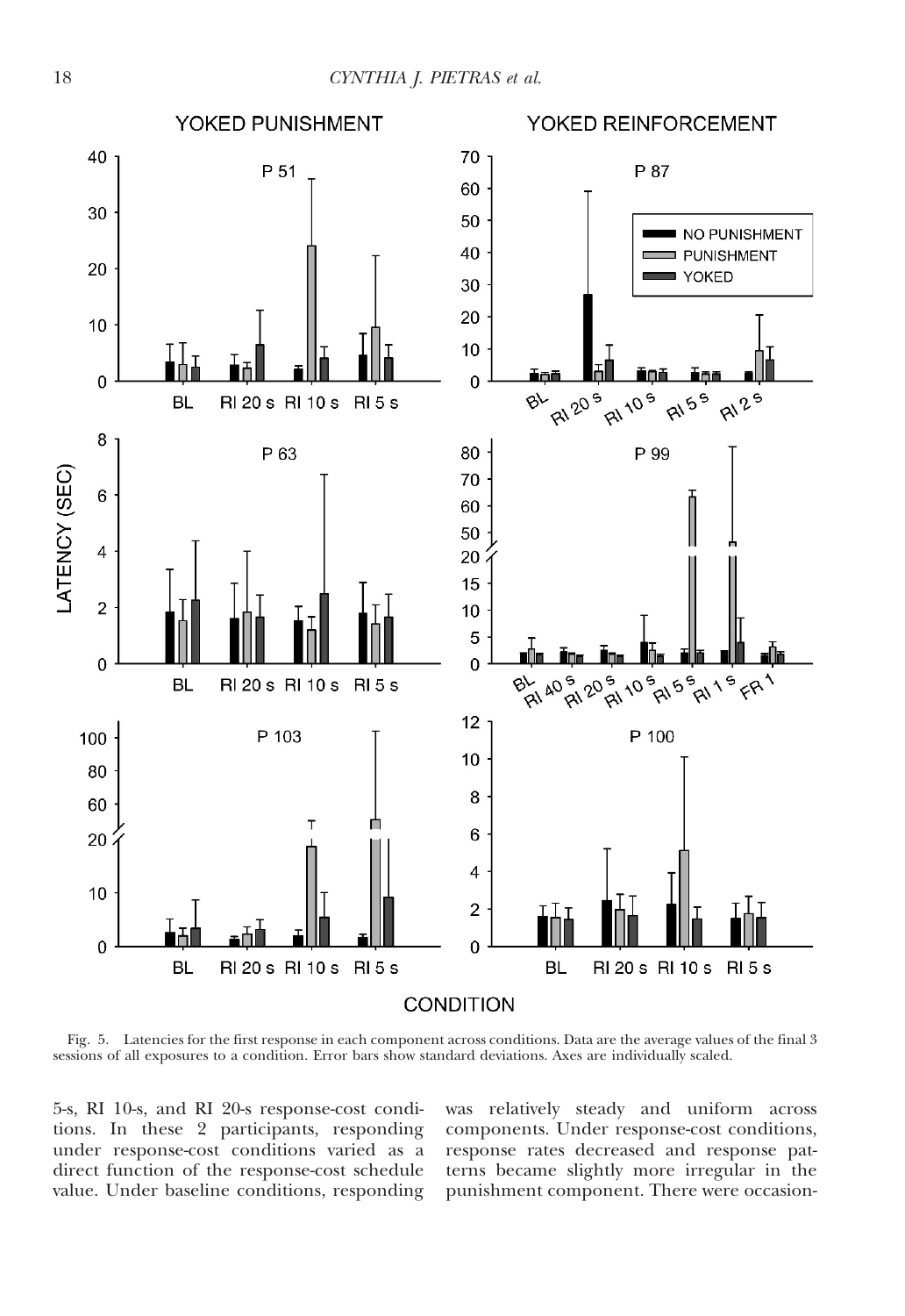Fig. 5. Latencies for the first response in each component across conditions. Data are the average values of the final 3 sessions of all exposures to a condition. Error bars show standard deviations. Axes are individually scaled.

5-s, RI 10-s, and RI 20-s response-cost conditions. In these 2 participants, responding under response-cost conditions varied as a direct function of the response-cost schedule value. Under baseline conditions, responding was relatively steady and uniform across components. Under response-cost conditions, response rates decreased and response patterns became slightly more irregular in the punishment component. There were occasion-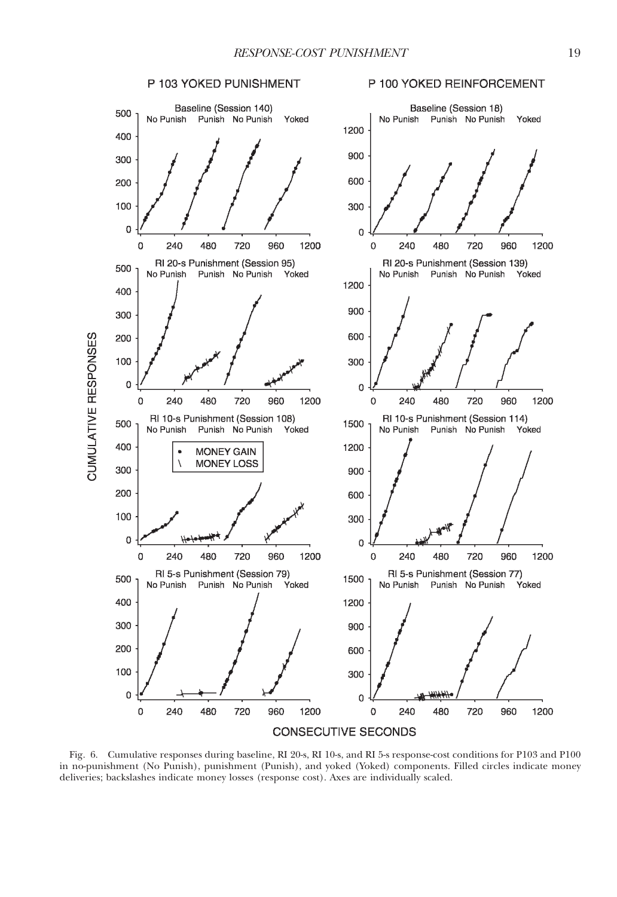Fig. 6. Cumulative responses during baseline, RI 20-s, RI 10-s, and RI 5-s response-cost conditions for P103 and P100 in no-punishment (No Punish), punishment (Punish), and yoked (Yoked) components. Filled circles indicate money deliveries; backslashes indicate money losses (response cost). Axes are individually scaled.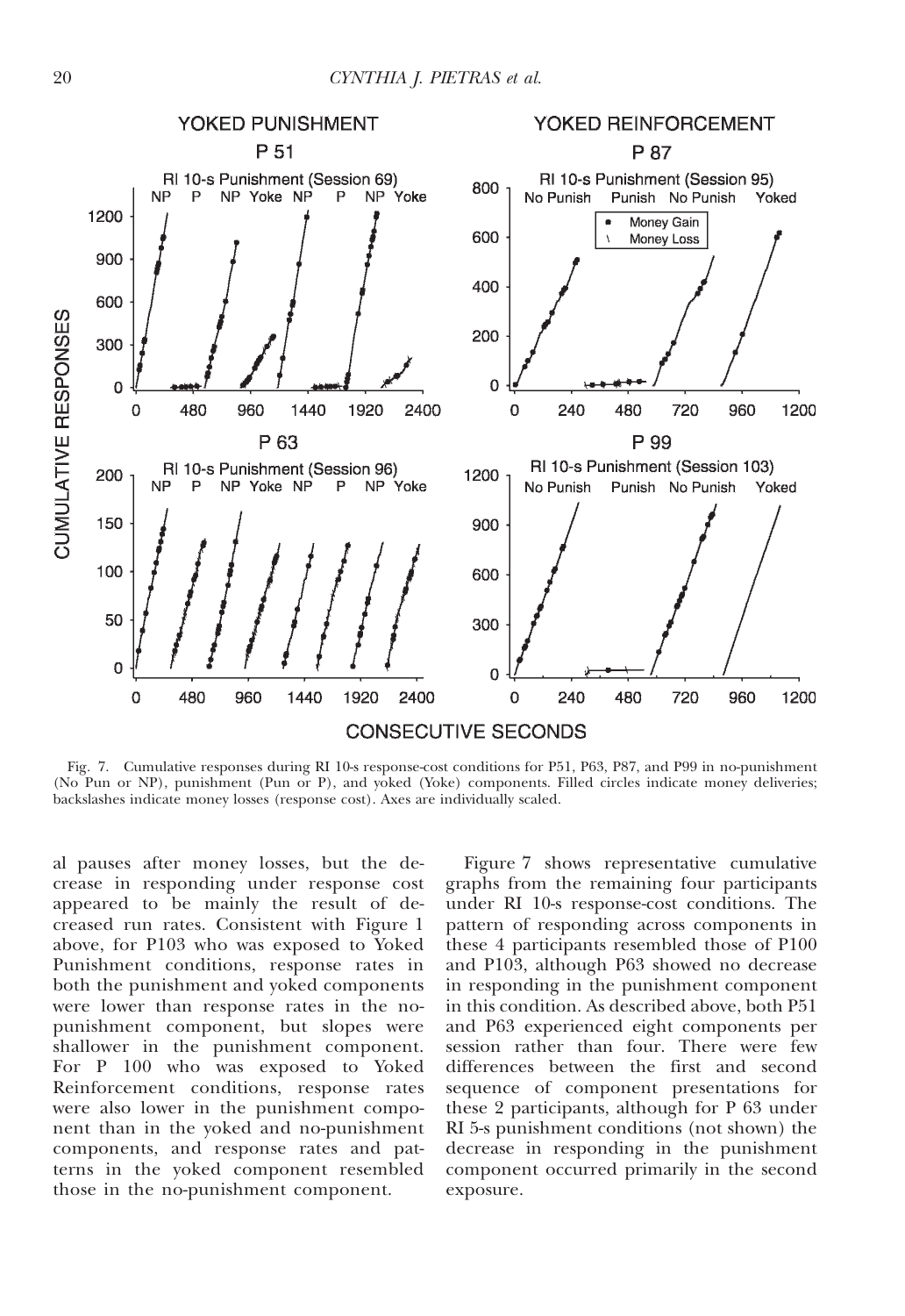Fig. 7. Cumulative responses during RI 10-s response-cost conditions for P51, P63, P87, and P99 in no-punishment (No Pun or NP), punishment (Pun or P), and yoked (Yoke) components. Filled circles indicate money deliveries; backslashes indicate money losses (response cost). Axes are individually scaled.

al pauses after money losses, but the decrease in responding under response cost appeared to be mainly the result of decreased run rates. Consistent with Figure 1 above, for P103 who was exposed to Yoked Punishment conditions, response rates in both the punishment and yoked components were lower than response rates in the no-punishment component, but slopes were shallower in the punishment component. For P 100 who was exposed to Yoked Reinforcement conditions, response rates were also lower in the punishment component than in the yoked and no-punishment components, and response rates and patterns in the yoked component resembled those in the no-punishment component.

Figure 7 shows representative cumulative graphs from the remaining four participants under RI 10-s response-cost conditions. The pattern of responding across components in these 4 participants resembled those of P100 and P103, although P63 showed no decrease in responding in the punishment component in this condition. As described above, both P51 and P63 experienced eight components per session rather than four. There were few differences between the first and second sequence of component presentations for these 2 participants, although for P 63 under RI 5-s punishment conditions (not shown) the decrease in responding in the punishment component occurred primarily in the second exposure.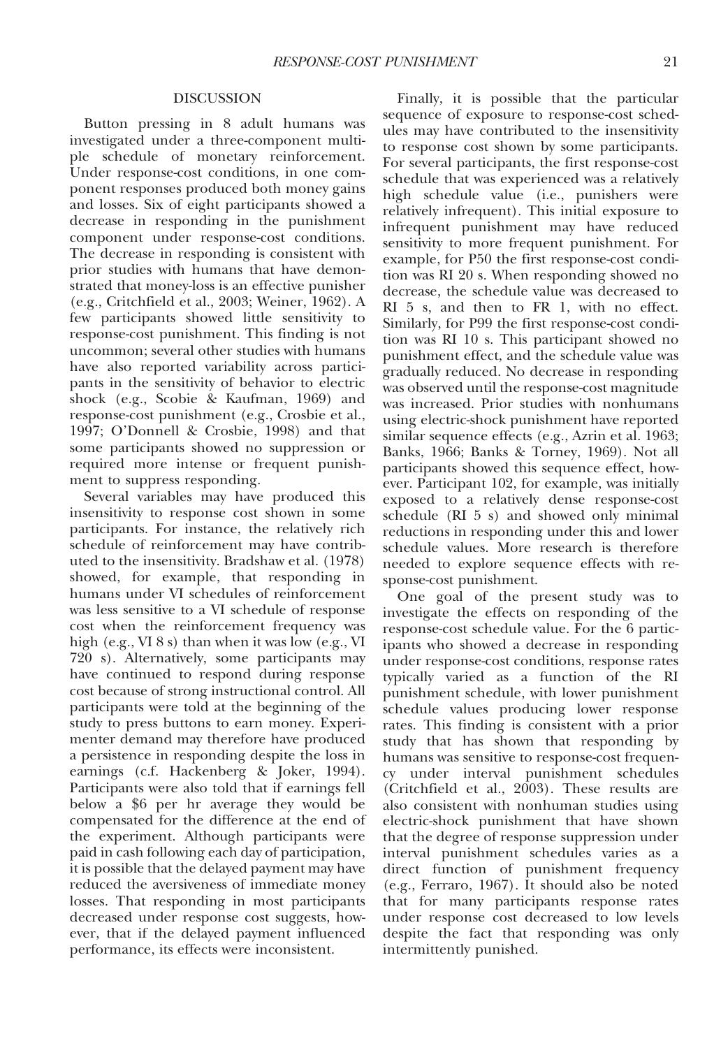## DISCUSSION

Button pressing in 8 adult humans was investigated under a three-component multiple schedule of monetary reinforcement. Under response-cost conditions, in one component responses produced both money gains and losses. Six of eight participants showed a decrease in responding in the punishment component under response-cost conditions. The decrease in responding is consistent with prior studies with humans that have demonstrated that money-loss is an effective punisher (e.g., Critchfield et al., 2003; Weiner, 1962). A few participants showed little sensitivity to response-cost punishment. This finding is not uncommon; several other studies with humans have also reported variability across participants in the sensitivity of behavior to electric shock (e.g., Scobie & Kaufman, 1969) and response-cost punishment (e.g., Crosbie et al., 1997; O'Donnell & Crosbie, 1998) and that some participants showed no suppression or required more intense or frequent punishment to suppress responding.

Several variables may have produced this insensitivity to response cost shown in some participants. For instance, the relatively rich schedule of reinforcement may have contributed to the insensitivity. Bradshaw et al. (1978) showed, for example, that responding in humans under VI schedules of reinforcement was less sensitive to a VI schedule of response cost when the reinforcement frequency was high (e.g., VI 8 s) than when it was low (e.g., VI 720 s). Alternatively, some participants may have continued to respond during response cost because of strong instructional control. All participants were told at the beginning of the study to press buttons to earn money. Experimenter demand may therefore have produced a persistence in responding despite the loss in earnings (c.f. Hackenberg & Joker, 1994). Participants were also told that if earnings fell below a $6 per hr average they would be compensated for the difference at the end of the experiment. Although participants were paid in cash following each day of participation, it is possible that the delayed payment may have reduced the aversiveness of immediate money losses. That responding in most participants decreased under response cost suggests, however, that if the delayed payment influenced performance, its effects were inconsistent.

Finally, it is possible that the particular sequence of exposure to response-cost schedules may have contributed to the insensitivity to response cost shown by some participants. For several participants, the first response-cost schedule that was experienced was a relatively high schedule value (i.e., punishers were relatively infrequent). This initial exposure to infrequent punishment may have reduced sensitivity to more frequent punishment. For example, for P50 the first response-cost condition was RI 20 s. When responding showed no decrease, the schedule value was decreased to RI 5 s, and then to FR 1, with no effect. Similarly, for P99 the first response-cost condition was RI 10 s. This participant showed no punishment effect, and the schedule value was gradually reduced. No decrease in responding was observed until the response-cost magnitude was increased. Prior studies with nonhumans using electric-shock punishment have reported similar sequence effects (e.g., Azrin et al. 1963; Banks, 1966; Banks & Torney, 1969). Not all participants showed this sequence effect, however. Participant 102, for example, was initially exposed to a relatively dense response-cost schedule (RI 5 s) and showed only minimal reductions in responding under this and lower schedule values. More research is therefore needed to explore sequence effects with response-cost punishment.

One goal of the present study was to investigate the effects on responding of the response-cost schedule value. For the 6 participants who showed a decrease in responding under response-cost conditions, response rates typically varied as a function of the RI punishment schedule, with lower punishment schedule values producing lower response rates. This finding is consistent with a prior study that has shown that responding by humans was sensitive to response-cost frequency under interval punishment schedules (Critchfield et al., 2003). These results are also consistent with nonhuman studies using electric-shock punishment that have shown that the degree of response suppression under interval punishment schedules varies as a direct function of punishment frequency (e.g., Ferraro, 1967). It should also be noted that for many participants response rates under response cost decreased to low levels despite the fact that responding was only intermittently punished.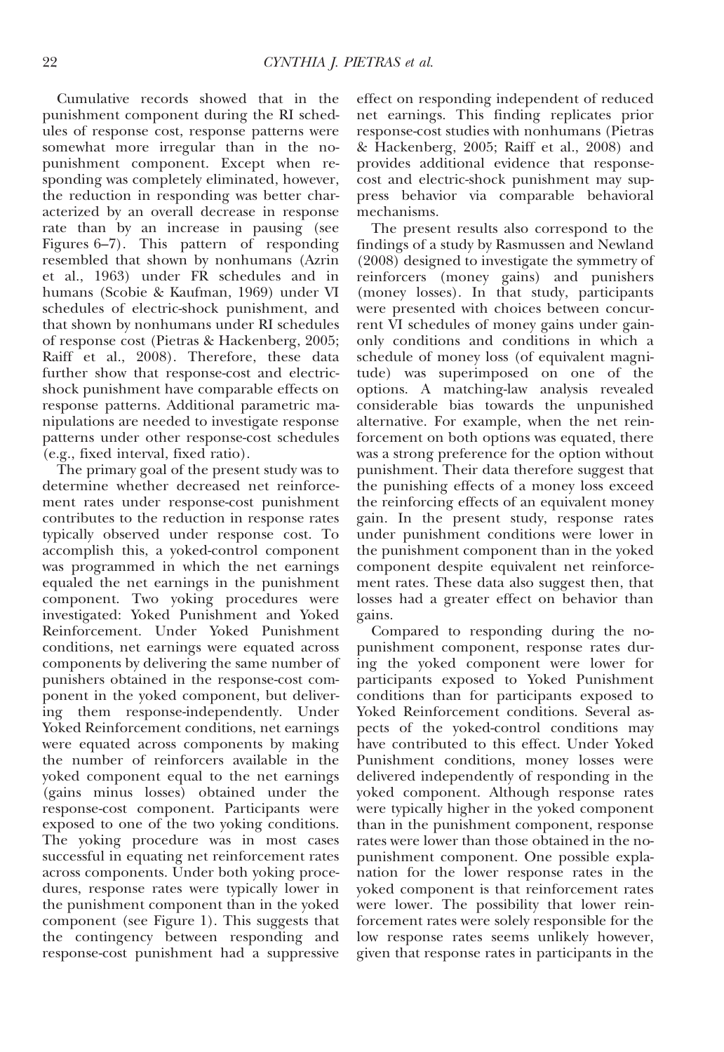Cumulative records showed that in the punishment component during the RI schedules of response cost, response patterns were somewhat more irregular than in the no-punishment component. Except when responding was completely eliminated, however, the reduction in responding was better characterized by an overall decrease in response rate than by an increase in pausing (see Figures 6–7). This pattern of responding resembled that shown by nonhumans (Azrin et al., 1963) under FR schedules and in humans (Scobie & Kaufman, 1969) under VI schedules of electric-shock punishment, and that shown by nonhumans under RI schedules of response cost (Pietras & Hackenberg, 2005; Raiff et al., 2008). Therefore, these data further show that response-cost and electric-shock punishment have comparable effects on response patterns. Additional parametric manipulations are needed to investigate response patterns under other response-cost schedules (e.g., fixed interval, fixed ratio).

The primary goal of the present study was to determine whether decreased net reinforcement rates under response-cost punishment contributes to the reduction in response rates typically observed under response cost. To accomplish this, a yoked-control component was programmed in which the net earnings equaled the net earnings in the punishment component. Two yoking procedures were investigated: Yoked Punishment and Yoked Reinforcement. Under Yoked Punishment conditions, net earnings were equated across components by delivering the same number of punishers obtained in the response-cost component in the yoked component, but delivering them response-independently. Under Yoked Reinforcement conditions, net earnings were equated across components by making the number of reinforcers available in the yoked component equal to the net earnings (gains minus losses) obtained under the response-cost component. Participants were exposed to one of the two yoking conditions. The yoking procedure was in most cases successful in equating net reinforcement rates across components. Under both yoking procedures, response rates were typically lower in the punishment component than in the yoked component (see Figure 1). This suggests that the contingency between responding and response-cost punishment had a suppressive effect on responding independent of reduced net earnings. This finding replicates prior response-cost studies with nonhumans (Pietras & Hackenberg, 2005; Raiff et al., 2008) and provides additional evidence that response-cost and electric-shock punishment may suppress behavior via comparable behavioral mechanisms.

The present results also correspond to the findings of a study by Rasmussen and Newland (2008) designed to investigate the symmetry of reinforcers (money gains) and punishers (money losses). In that study, participants were presented with choices between concurrent VI schedules of money gains under gain-only conditions and conditions in which a schedule of money loss (of equivalent magnitude) was superimposed on one of the options. A matching-law analysis revealed considerable bias towards the unpunished alternative. For example, when the net reinforcement on both options was equated, there was a strong preference for the option without punishment. Their data therefore suggest that the punishing effects of a money loss exceed the reinforcing effects of an equivalent money gain. In the present study, response rates under punishment conditions were lower in the punishment component than in the yoked component despite equivalent net reinforcement rates. These data also suggest then, that losses had a greater effect on behavior than gains.

Compared to responding during the no-punishment component, response rates during the yoked component were lower for participants exposed to Yoked Punishment conditions than for participants exposed to Yoked Reinforcement conditions. Several aspects of the yoked-control conditions may have contributed to this effect. Under Yoked Punishment conditions, money losses were delivered independently of responding in the yoked component. Although response rates were typically higher in the yoked component than in the punishment component, response rates were lower than those obtained in the no-punishment component. One possible explanation for the lower response rates in the yoked component is that reinforcement rates were lower. The possibility that lower reinforcement rates were solely responsible for the low response rates seems unlikely however, given that response rates in participants in the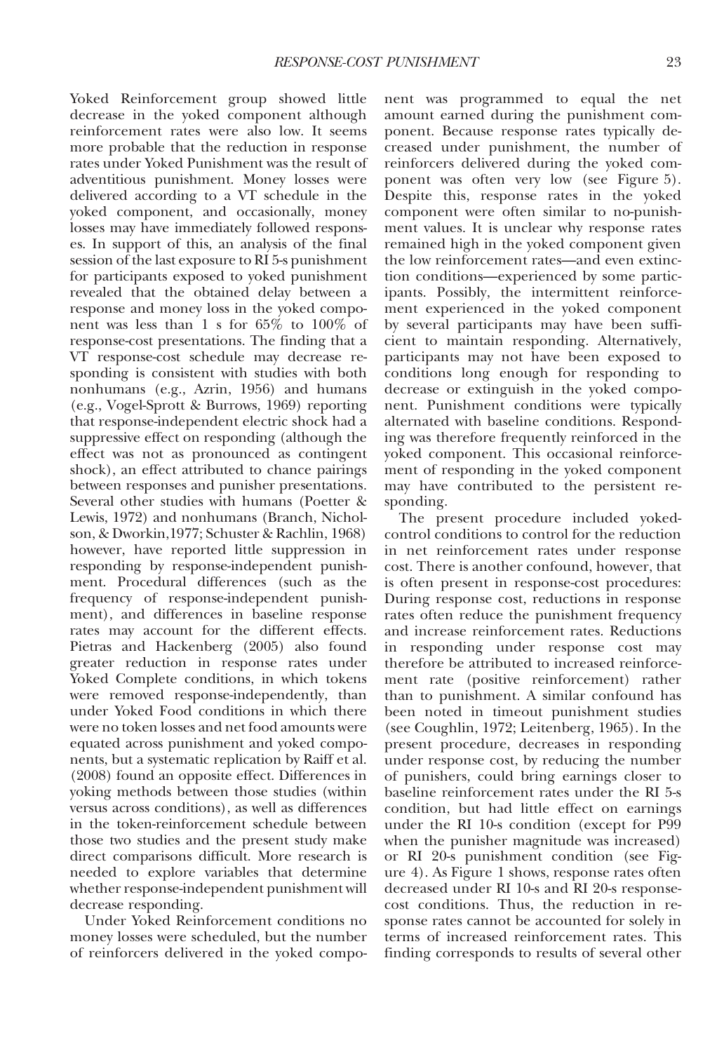Yoked Reinforcement group showed little decrease in the yoked component although reinforcement rates were also low. It seems more probable that the reduction in response rates under Yoked Punishment was the result of adventitious punishment. Money losses were delivered according to a VT schedule in the yoked component, and occasionally, money losses may have immediately followed responses. In support of this, an analysis of the final session of the last exposure to RI 5-s punishment for participants exposed to yoked punishment revealed that the obtained delay between a response and money loss in the yoked component was less than 1 s for 65% to 100% of response-cost presentations. The finding that a VT response-cost schedule may decrease responding is consistent with studies with both nonhumans (e.g., Azrin, 1956) and humans (e.g., Vogel-Sprott & Burrows, 1969) reporting that response-independent electric shock had a suppressive effect on responding (although the effect was not as pronounced as contingent shock), an effect attributed to chance pairings between responses and punisher presentations. Several other studies with humans (Poetter & Lewis, 1972) and nonhumans (Branch, Nicholson, & Dworkin,1977; Schuster & Rachlin, 1968) however, have reported little suppression in responding by response-independent punishment. Procedural differences (such as the frequency of response-independent punishment), and differences in baseline response rates may account for the different effects. Pietras and Hackenberg (2005) also found greater reduction in response rates under Yoked Complete conditions, in which tokens were removed response-independently, than under Yoked Food conditions in which there were no token losses and net food amounts were equated across punishment and yoked components, but a systematic replication by Raiff et al. (2008) found an opposite effect. Differences in yoking methods between those studies (within versus across conditions), as well as differences in the token-reinforcement schedule between those two studies and the present study make direct comparisons difficult. More research is needed to explore variables that determine whether response-independent punishment will decrease responding.

Under Yoked Reinforcement conditions no money losses were scheduled, but the number of reinforcers delivered in the yoked component was programmed to equal the net amount earned during the punishment component. Because response rates typically decreased under punishment, the number of reinforcers delivered during the yoked component was often very low (see Figure 5). Despite this, response rates in the yoked component were often similar to no-punishment values. It is unclear why response rates remained high in the yoked component given the low reinforcement rates—and even extinction conditions—experienced by some participants. Possibly, the intermittent reinforcement experienced in the yoked component by several participants may have been sufficient to maintain responding. Alternatively, participants may not have been exposed to conditions long enough for responding to decrease or extinguish in the yoked component. Punishment conditions were typically alternated with baseline conditions. Responding was therefore frequently reinforced in the yoked component. This occasional reinforcement of responding in the yoked component may have contributed to the persistent responding.

The present procedure included yoked-control conditions to control for the reduction in net reinforcement rates under response cost. There is another confound, however, that is often present in response-cost procedures: During response cost, reductions in response rates often reduce the punishment frequency and increase reinforcement rates. Reductions in responding under response cost may therefore be attributed to increased reinforcement rate (positive reinforcement) rather than to punishment. A similar confound has been noted in timeout punishment studies (see Coughlin, 1972; Leitenberg, 1965). In the present procedure, decreases in responding under response cost, by reducing the number of punishers, could bring earnings closer to baseline reinforcement rates under the RI 5-s condition, but had little effect on earnings under the RI 10-s condition (except for P99 when the punisher magnitude was increased) or RI 20-s punishment condition (see Figure 4). As Figure 1 shows, response rates often decreased under RI 10-s and RI 20-s response-cost conditions. Thus, the reduction in response rates cannot be accounted for solely in terms of increased reinforcement rates. This finding corresponds to results of several other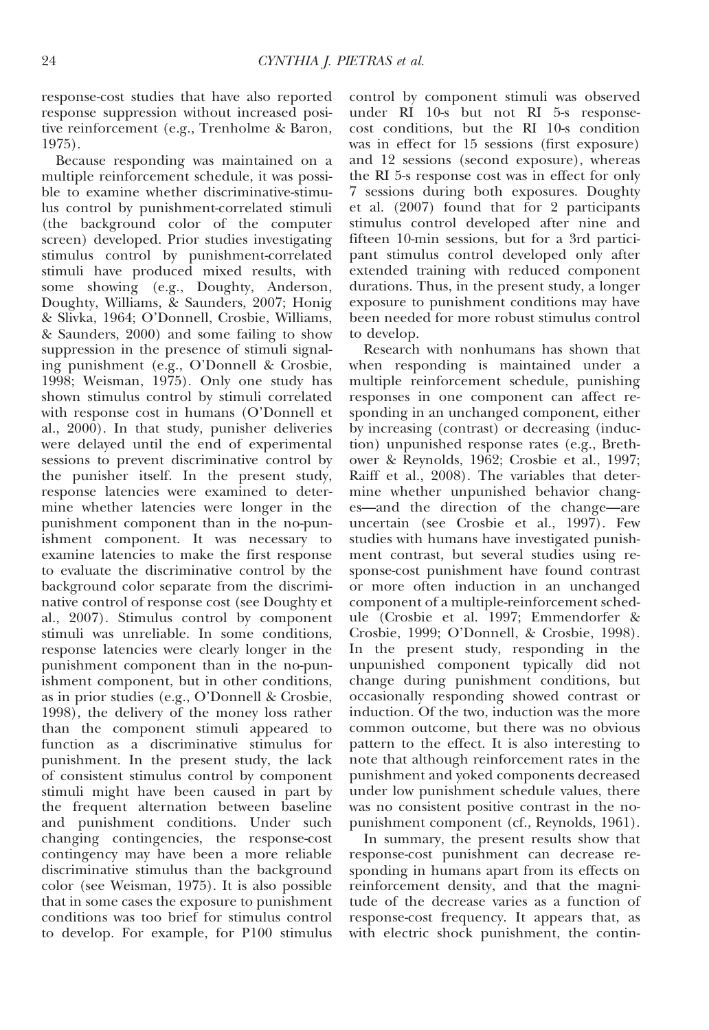response-cost studies that have also reported response suppression without increased positive reinforcement (e.g., Trenholme & Baron, 1975).

Because responding was maintained on a multiple reinforcement schedule, it was possible to examine whether discriminative-stimulus control by punishment-correlated stimuli (the background color of the computer screen) developed. Prior studies investigating stimulus control by punishment-correlated stimuli have produced mixed results, with some showing (e.g., Doughty, Anderson, Doughty, Williams, & Saunders, 2007; Honig & Slivka, 1964; O'Donnell, Crosbie, Williams, & Saunders, 2000) and some failing to show suppression in the presence of stimuli signaling punishment (e.g., O'Donnell & Crosbie, 1998; Weisman, 1975). Only one study has shown stimulus control by stimuli correlated with response cost in humans (O'Donnell et al., 2000). In that study, punisher deliveries were delayed until the end of experimental sessions to prevent discriminative control by the punisher itself. In the present study, response latencies were examined to determine whether latencies were longer in the punishment component than in the no-punishment component. It was necessary to examine latencies to make the first response to evaluate the discriminative control by the background color separate from the discriminative control of response cost (see Doughty et al., 2007). Stimulus control by component stimuli was unreliable. In some conditions, response latencies were clearly longer in the punishment component than in the no-punishment component, but in other conditions, as in prior studies (e.g., O'Donnell & Crosbie, 1998), the delivery of the money loss rather than the component stimuli appeared to function as a discriminative stimulus for punishment. In the present study, the lack of consistent stimulus control by component stimuli might have been caused in part by the frequent alternation between baseline and punishment conditions. Under such changing contingencies, the response-cost contingency may have been a more reliable discriminative stimulus than the background color (see Weisman, 1975). It is also possible that in some cases the exposure to punishment conditions was too brief for stimulus control to develop. For example, for P100 stimulus control by component stimuli was observed under RI 10-s but not RI 5-s response-cost conditions, but the RI 10-s condition was in effect for 15 sessions (first exposure) and 12 sessions (second exposure), whereas the RI 5-s response cost was in effect for only 7 sessions during both exposures. Doughty et al. (2007) found that for 2 participants stimulus control developed after nine and fifteen 10-min sessions, but for a 3rd participant stimulus control developed only after extended training with reduced component durations. Thus, in the present study, a longer exposure to punishment conditions may have been needed for more robust stimulus control to develop.

Research with nonhumans has shown that when responding is maintained under a multiple reinforcement schedule, punishing responses in one component can affect responding in an unchanged component, either by increasing (contrast) or decreasing (induction) unpunished response rates (e.g., Brethower & Reynolds, 1962; Crosbie et al., 1997; Raiff et al., 2008). The variables that determine whether unpunished behavior changes—and the direction of the change—are uncertain (see Crosbie et al., 1997). Few studies with humans have investigated punishment contrast, but several studies using response-cost punishment have found contrast or more often induction in an unchanged component of a multiple-reinforcement schedule (Crosbie et al. 1997; Emmendorfer & Crosbie, 1999; O'Donnell, & Crosbie, 1998). In the present study, responding in the unpunished component typically did not change during punishment conditions, but occasionally responding showed contrast or induction. Of the two, induction was the more common outcome, but there was no obvious pattern to the effect. It is also interesting to note that although reinforcement rates in the punishment and yoked components decreased under low punishment schedule values, there was no consistent positive contrast in the no-punishment component (cf., Reynolds, 1961).

In summary, the present results show that response-cost punishment can decrease responding in humans apart from its effects on reinforcement density, and that the magnitude of the decrease varies as a function of response-cost frequency. It appears that, as with electric shock punishment, the contin-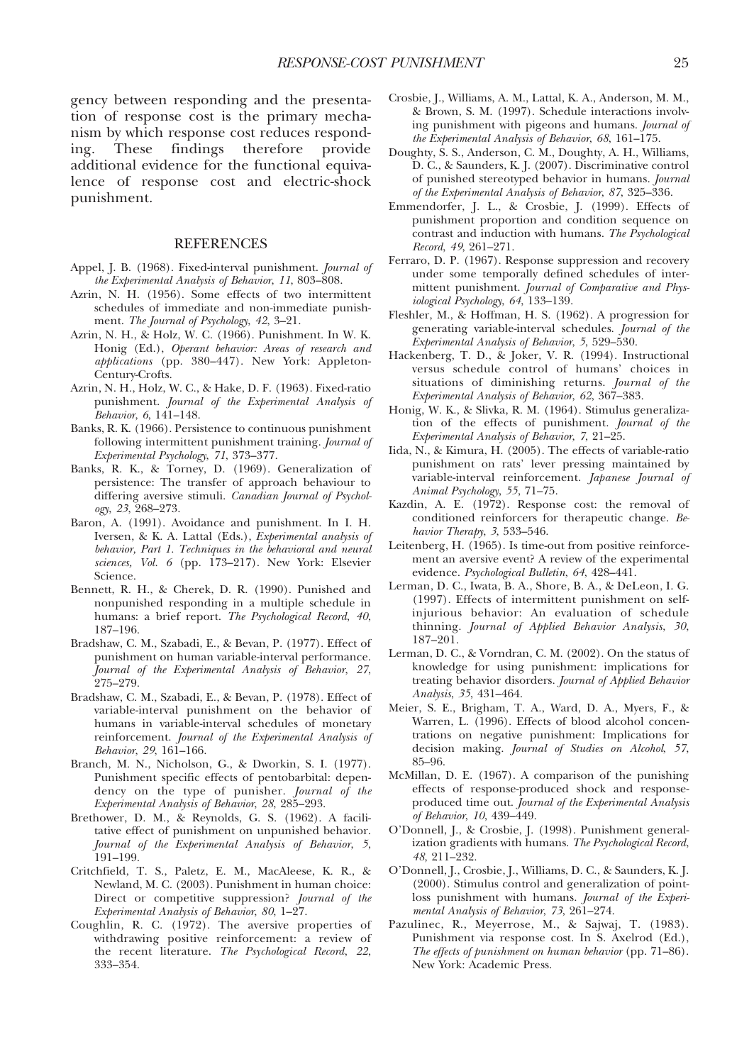gency between responding and the presentation of response cost is the primary mechanism by which response cost reduces responding. These findings therefore provide additional evidence for the functional equivalence of response cost and electric-shock punishment.

## REFERENCES

Appel, J. B. (1968). Fixed-interval punishment. *Journal of the Experimental Analysis of Behavior*, *11*, 803–808.

Azrin, N. H. (1956). Some effects of two intermittent schedules of immediate and non-immediate punishment. *The Journal of Psychology*, *42*, 3–21.

Azrin, N. H., & Holz, W. C. (1966). Punishment. In W. K. Honig (Ed.), *Operant behavior: Areas of research and applications* (pp. 380–447). New York: Appleton-Century-Crofts.

Azrin, N. H., Holz, W. C., & Hake, D. F. (1963). Fixed-ratio punishment. *Journal of the Experimental Analysis of Behavior*, *6*, 141–148.

Banks, R. K. (1966). Persistence to continuous punishment following intermittent punishment training. *Journal of Experimental Psychology*, *71*, 373–377.

Banks, R. K., & Torney, D. (1969). Generalization of persistence: The transfer of approach behaviour to differing aversive stimuli. *Canadian Journal of Psychology*, *23*, 268–273.

Baron, A. (1991). Avoidance and punishment. In I. H. Iversen, & K. A. Lattal (Eds.), *Experimental analysis of behavior, Part 1. Techniques in the behavioral and neural sciences, Vol. 6* (pp. 173–217). New York: Elsevier Science.

Bennett, R. H., & Cherek, D. R. (1990). Punished and nonpunished responding in a multiple schedule in humans: a brief report. *The Psychological Record*, *40*, 187–196.

Bradshaw, C. M., Szabadi, E., & Bevan, P. (1977). Effect of punishment on human variable-interval performance. *Journal of the Experimental Analysis of Behavior*, *27*, 275–279.

Bradshaw, C. M., Szabadi, E., & Bevan, P. (1978). Effect of variable-interval punishment on the behavior of humans in variable-interval schedules of monetary reinforcement. *Journal of the Experimental Analysis of Behavior*, *29*, 161–166.

Branch, M. N., Nicholson, G., & Dworkin, S. I. (1977). Punishment specific effects of pentobarbital: dependency on the type of punisher. *Journal of the Experimental Analysis of Behavior*, *28*, 285–293.

Brethower, D. M., & Reynolds, G. S. (1962). A facilitative effect of punishment on unpunished behavior. *Journal of the Experimental Analysis of Behavior*, *5*, 191–199.

Critchfield, T. S., Paletz, E. M., MacAleese, K. R., & Newland, M. C. (2003). Punishment in human choice: Direct or competitive suppression? *Journal of the Experimental Analysis of Behavior*, *80*, 1–27.

Coughlin, R. C. (1972). The aversive properties of withdrawing positive reinforcement: a review of the recent literature. *The Psychological Record*, *22*, 333–354.

Crosbie, J., Williams, A. M., Lattal, K. A., Anderson, M. M., & Brown, S. M. (1997). Schedule interactions involving punishment with pigeons and humans. *Journal of the Experimental Analysis of Behavior*, *68*, 161–175.

Doughty, S. S., Anderson, C. M., Doughty, A. H., Williams, D. C., & Saunders, K. J. (2007). Discriminative control of punished stereotyped behavior in humans. *Journal of the Experimental Analysis of Behavior*, *87*, 325–336.

Emmendorfer, J. L., & Crosbie, J. (1999). Effects of punishment proportion and condition sequence on contrast and induction with humans. *The Psychological Record*, *49*, 261–271.

Ferraro, D. P. (1967). Response suppression and recovery under some temporally defined schedules of intermittent punishment. *Journal of Comparative and Physiological Psychology*, *64*, 133–139.

Fleshler, M., & Hoffman, H. S. (1962). A progression for generating variable-interval schedules. *Journal of the Experimental Analysis of Behavior*, *5*, 529–530.

Hackenberg, T. D., & Joker, V. R. (1994). Instructional versus schedule control of humans' choices in situations of diminishing returns. *Journal of the Experimental Analysis of Behavior*, *62*, 367–383.

Honig, W. K., & Slivka, R. M. (1964). Stimulus generalization of the effects of punishment. *Journal of the Experimental Analysis of Behavior*, *7*, 21–25.

Iida, N., & Kimura, H. (2005). The effects of variable-ratio punishment on rats' lever pressing maintained by variable-interval reinforcement. *Japanese Journal of Animal Psychology*, *55*, 71–75.

Kazdin, A. E. (1972). Response cost: the removal of conditioned reinforcers for therapeutic change. *Behavior Therapy*, *3*, 533–546.

Leitenberg, H. (1965). Is time-out from positive reinforcement an aversive event? A review of the experimental evidence. *Psychological Bulletin*, *64*, 428–441.

Lerman, D. C., Iwata, B. A., Shore, B. A., & DeLeon, I. G. (1997). Effects of intermittent punishment on self-injurious behavior: An evaluation of schedule thinning. *Journal of Applied Behavior Analysis*, *30*, 187–201.

Lerman, D. C., & Vorndran, C. M. (2002). On the status of knowledge for using punishment: implications for treating behavior disorders. *Journal of Applied Behavior Analysis*, *35*, 431–464.

Meier, S. E., Brigham, T. A., Ward, D. A., Myers, F., & Warren, L. (1996). Effects of blood alcohol concentrations on negative punishment: Implications for decision making. *Journal of Studies on Alcohol*, *57*, 85–96.

McMillan, D. E. (1967). A comparison of the punishing effects of response-produced shock and response-produced time out. *Journal of the Experimental Analysis of Behavior*, *10*, 439–449.

O'Donnell, J., & Crosbie, J. (1998). Punishment generalization gradients with humans. *The Psychological Record*, *48*, 211–232.

O'Donnell, J., Crosbie, J., Williams, D. C., & Saunders, K. J. (2000). Stimulus control and generalization of point-loss punishment with humans. *Journal of the Experimental Analysis of Behavior*, *73*, 261–274.

Pazulinec, R., Meyerrose, M., & Sajwaj, T. (1983). Punishment via response cost. In S. Axelrod (Ed.), *The effects of punishment on human behavior* (pp. 71–86). New York: Academic Press.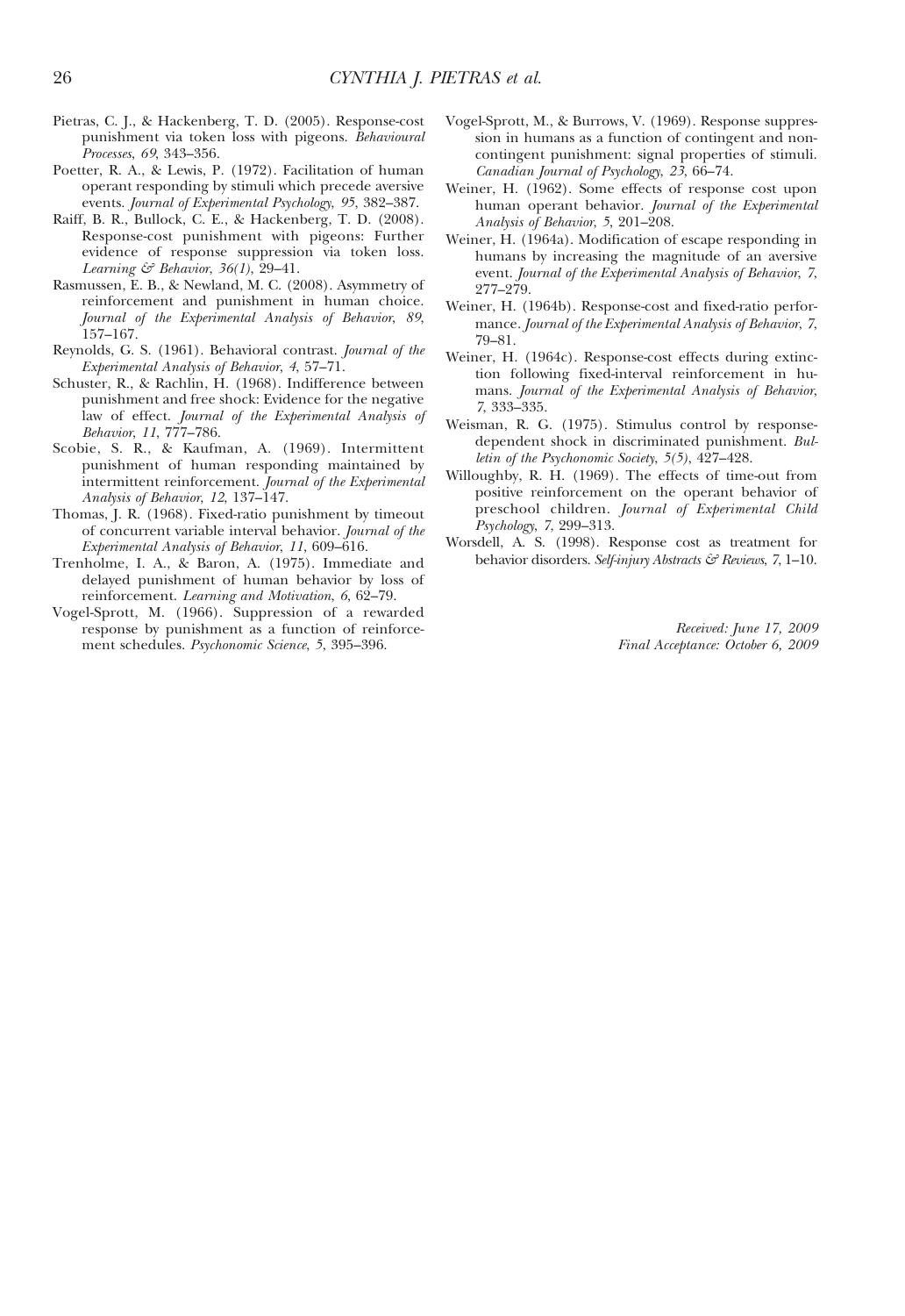Pietras, C. J., & Hackenberg, T. D. (2005). Response-cost punishment via token loss with pigeons. *Behavioural Processes*, *69*, 343–356.

Poetter, R. A., & Lewis, P. (1972). Facilitation of human operant responding by stimuli which precede aversive events. *Journal of Experimental Psychology*, *95*, 382–387.

Raiff, B. R., Bullock, C. E., & Hackenberg, T. D. (2008). Response-cost punishment with pigeons: Further evidence of response suppression via token loss. *Learning & Behavior*, *36(1)*, 29–41.

Rasmussen, E. B., & Newland, M. C. (2008). Asymmetry of reinforcement and punishment in human choice. *Journal of the Experimental Analysis of Behavior*, *89*, 157–167.

Reynolds, G. S. (1961). Behavioral contrast. *Journal of the Experimental Analysis of Behavior*, *4*, 57–71.

Schuster, R., & Rachlin, H. (1968). Indifference between punishment and free shock: Evidence for the negative law of effect. *Journal of the Experimental Analysis of Behavior*, *11*, 777–786.

Scobie, S. R., & Kaufman, A. (1969). Intermittent punishment of human responding maintained by intermittent reinforcement. *Journal of the Experimental Analysis of Behavior*, *12*, 137–147.

Thomas, J. R. (1968). Fixed-ratio punishment by timeout of concurrent variable interval behavior. *Journal of the Experimental Analysis of Behavior*, *11*, 609–616.

Trenholme, I. A., & Baron, A. (1975). Immediate and delayed punishment of human behavior by loss of reinforcement. *Learning and Motivation*, *6*, 62–79.

Vogel-Sprott, M. (1966). Suppression of a rewarded response by punishment as a function of reinforcement schedules. *Psychonomic Science*, *5*, 395–396.

Vogel-Sprott, M., & Burrows, V. (1969). Response suppression in humans as a function of contingent and noncontingent punishment: signal properties of stimuli. *Canadian Journal of Psychology*, *23*, 66–74.

Weiner, H. (1962). Some effects of response cost upon human operant behavior. *Journal of the Experimental Analysis of Behavior*, *5*, 201–208.

Weiner, H. (1964a). Modification of escape responding in humans by increasing the magnitude of an aversive event. *Journal of the Experimental Analysis of Behavior, 7*, 277–279.

Weiner, H. (1964b). Response-cost and fixed-ratio performance. *Journal of the Experimental Analysis of Behavior*, *7*, 79–81.

Weiner, H. (1964c). Response-cost effects during extinction following fixed-interval reinforcement in humans. *Journal of the Experimental Analysis of Behavior*, *7*, 333–335.

Weisman, R. G. (1975). Stimulus control by response-dependent shock in discriminated punishment. *Bulletin of the Psychonomic Society*, *5(5)*, 427–428.

Willoughby, R. H. (1969). The effects of time-out from positive reinforcement on the operant behavior of preschool children. *Journal of Experimental Child Psychology*, *7*, 299–313.

Worsdell, A. S. (1998). Response cost as treatment for behavior disorders. *Self-injury Abstracts & Reviews*, *7*, 1–10.

*Received: June 17, 2009*
*Final Acceptance: October 6, 2009*